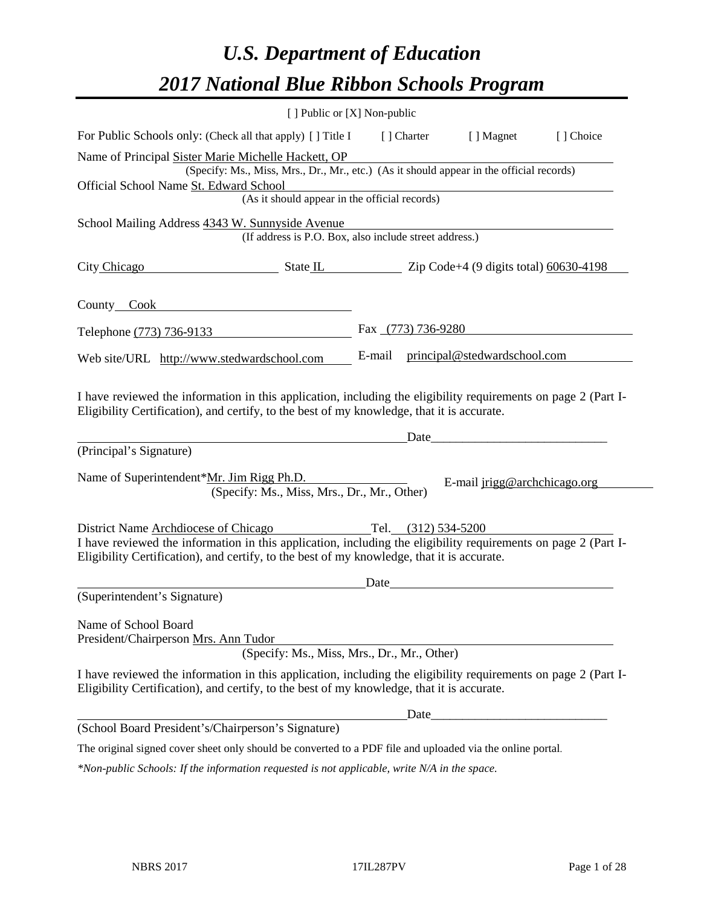# *U.S. Department of Education*
# *2017 National Blue Ribbon Schools Program*

[ ] Public or [X] Non-public

For Public Schools only: (Check all that apply) [ ] Title I [ ] Charter [ ] Magnet [ ] Choice

Name of Principal Sister Marie Michelle Hackett, OP
(Specify: Ms., Miss, Mrs., Dr., Mr., etc.) (As it should appear in the official records)

Official School Name St. Edward School
(As it should appear in the official records)

School Mailing Address 4343 W. Sunnyside Avenue
(If address is P.O. Box, also include street address.)

City Chicago State IL Zip Code+4 (9 digits total) 60630-4198

County Cook

Telephone (773) 736-9133 Fax (773) 736-9280

Web site/URL http://www.stedwardschool.com E-mail principal@stedwardschool.com

I have reviewed the information in this application, including the eligibility requirements on page 2 (Part I-Eligibility Certification), and certify, to the best of my knowledge, that it is accurate.

_________________________________________ Date_____________________________

(Principal's Signature)

Name of Superintendent*Mr. Jim Rigg Ph.D. E-mail jrigg@archchicago.org
(Specify: Ms., Miss, Mrs., Dr., Mr., Other)

District Name Archdiocese of Chicago Tel. (312) 534-5200

I have reviewed the information in this application, including the eligibility requirements on page 2 (Part I-Eligibility Certification), and certify, to the best of my knowledge, that it is accurate.

_________________________________________ Date_____________________________

(Superintendent's Signature)

Name of School Board
President/Chairperson Mrs. Ann Tudor
(Specify: Ms., Miss, Mrs., Dr., Mr., Other)

I have reviewed the information in this application, including the eligibility requirements on page 2 (Part I-Eligibility Certification), and certify, to the best of my knowledge, that it is accurate.

_________________________________________ Date_____________________________

(School Board President's/Chairperson's Signature)

The original signed cover sheet only should be converted to a PDF file and uploaded via the online portal.

*\*Non-public Schools: If the information requested is not applicable, write N/A in the space.*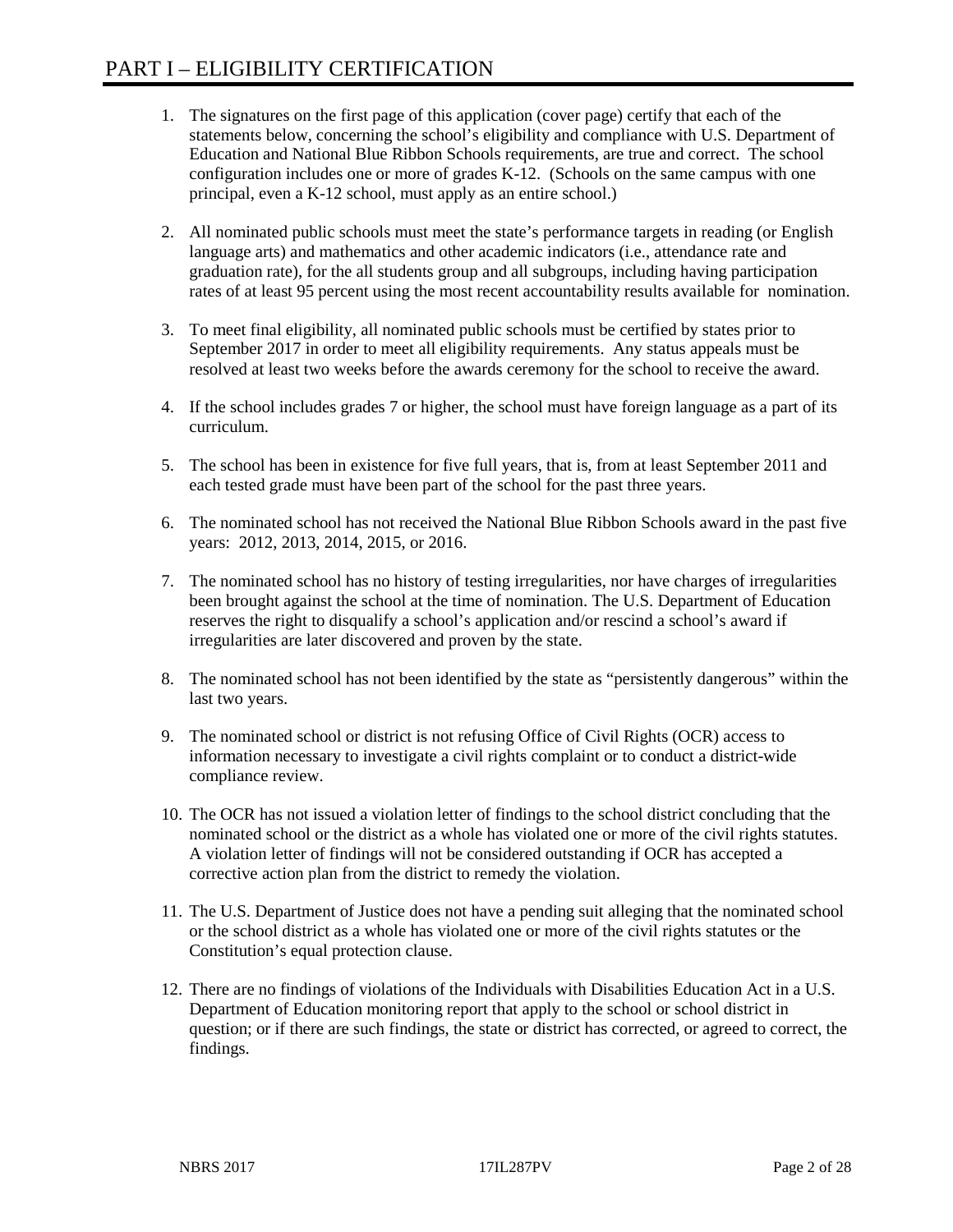# PART I – ELIGIBILITY CERTIFICATION

1. The signatures on the first page of this application (cover page) certify that each of the statements below, concerning the school's eligibility and compliance with U.S. Department of Education and National Blue Ribbon Schools requirements, are true and correct. The school configuration includes one or more of grades K-12. (Schools on the same campus with one principal, even a K-12 school, must apply as an entire school.)

2. All nominated public schools must meet the state's performance targets in reading (or English language arts) and mathematics and other academic indicators (i.e., attendance rate and graduation rate), for the all students group and all subgroups, including having participation rates of at least 95 percent using the most recent accountability results available for nomination.

3. To meet final eligibility, all nominated public schools must be certified by states prior to September 2017 in order to meet all eligibility requirements. Any status appeals must be resolved at least two weeks before the awards ceremony for the school to receive the award.

4. If the school includes grades 7 or higher, the school must have foreign language as a part of its curriculum.

5. The school has been in existence for five full years, that is, from at least September 2011 and each tested grade must have been part of the school for the past three years.

6. The nominated school has not received the National Blue Ribbon Schools award in the past five years: 2012, 2013, 2014, 2015, or 2016.

7. The nominated school has no history of testing irregularities, nor have charges of irregularities been brought against the school at the time of nomination. The U.S. Department of Education reserves the right to disqualify a school's application and/or rescind a school's award if irregularities are later discovered and proven by the state.

8. The nominated school has not been identified by the state as "persistently dangerous" within the last two years.

9. The nominated school or district is not refusing Office of Civil Rights (OCR) access to information necessary to investigate a civil rights complaint or to conduct a district-wide compliance review.

10. The OCR has not issued a violation letter of findings to the school district concluding that the nominated school or the district as a whole has violated one or more of the civil rights statutes. A violation letter of findings will not be considered outstanding if OCR has accepted a corrective action plan from the district to remedy the violation.

11. The U.S. Department of Justice does not have a pending suit alleging that the nominated school or the school district as a whole has violated one or more of the civil rights statutes or the Constitution's equal protection clause.

12. There are no findings of violations of the Individuals with Disabilities Education Act in a U.S. Department of Education monitoring report that apply to the school or school district in question; or if there are such findings, the state or district has corrected, or agreed to correct, the findings.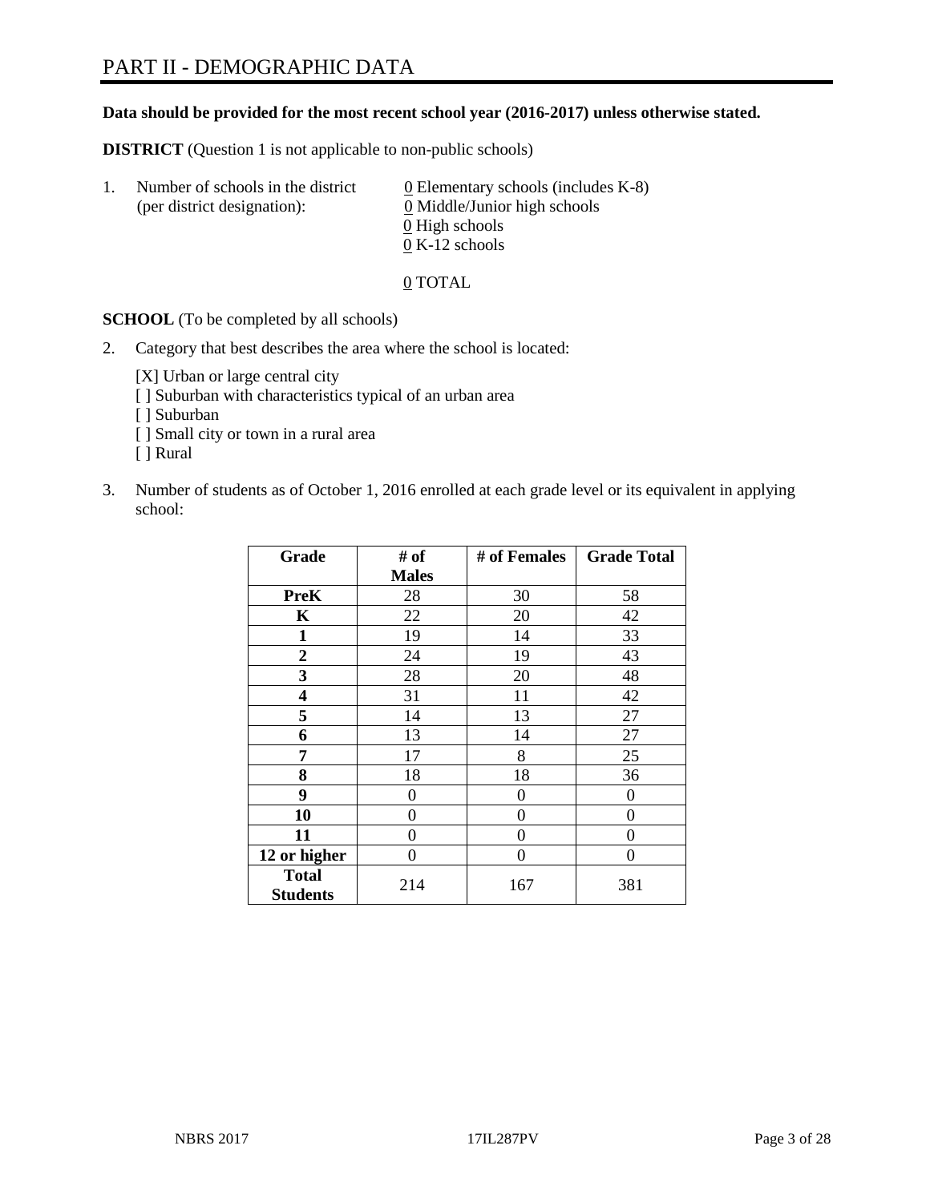# PART II - DEMOGRAPHIC DATA

**Data should be provided for the most recent school year (2016-2017) unless otherwise stated.**

**DISTRICT** (Question 1 is not applicable to non-public schools)

1. Number of schools in the district (per district designation):
   - 0 Elementary schools (includes K-8)
   - 0 Middle/Junior high schools
   - 0 High schools
   - 0 K-12 schools

   0 TOTAL

**SCHOOL** (To be completed by all schools)

2. Category that best describes the area where the school is located:

   [X] Urban or large central city
   [ ] Suburban with characteristics typical of an urban area
   [ ] Suburban
   [ ] Small city or town in a rural area
   [ ] Rural

3. Number of students as of October 1, 2016 enrolled at each grade level or its equivalent in applying school:

| Grade | # of Males | # of Females | Grade Total |
|---|---|---|---|
| **PreK** | 28 | 30 | 58 |
| **K** | 22 | 20 | 42 |
| **1** | 19 | 14 | 33 |
| **2** | 24 | 19 | 43 |
| **3** | 28 | 20 | 48 |
| **4** | 31 | 11 | 42 |
| **5** | 14 | 13 | 27 |
| **6** | 13 | 14 | 27 |
| **7** | 17 | 8 | 25 |
| **8** | 18 | 18 | 36 |
| **9** | 0 | 0 | 0 |
| **10** | 0 | 0 | 0 |
| **11** | 0 | 0 | 0 |
| **12 or higher** | 0 | 0 | 0 |
| **Total Students** | 214 | 167 | 381 |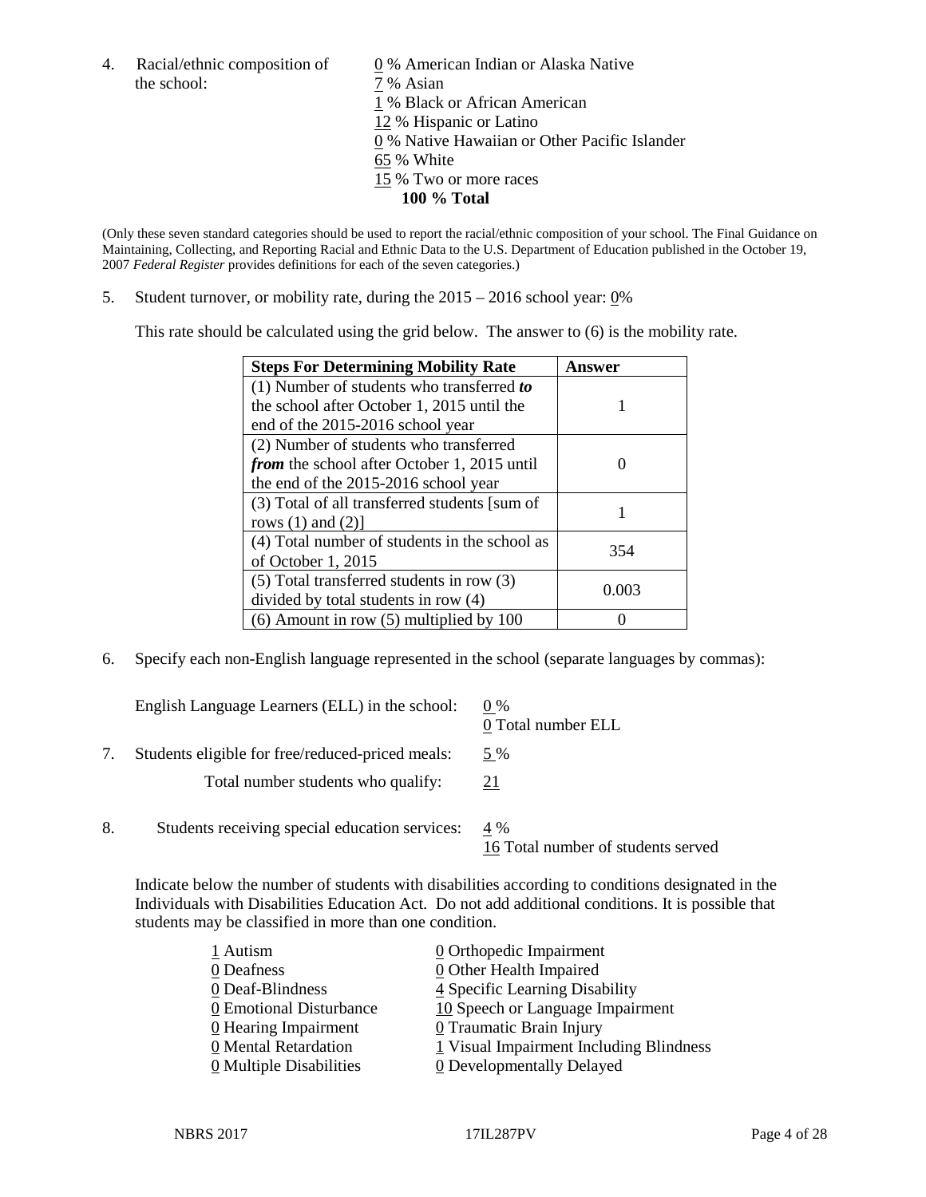4. Racial/ethnic composition of the school:

0 % American Indian or Alaska Native
7 % Asian
1 % Black or African American
12 % Hispanic or Latino
0 % Native Hawaiian or Other Pacific Islander
65 % White
15 % Two or more races
**100 % Total**

(Only these seven standard categories should be used to report the racial/ethnic composition of your school. The Final Guidance on Maintaining, Collecting, and Reporting Racial and Ethnic Data to the U.S. Department of Education published in the October 19, 2007 *Federal Register* provides definitions for each of the seven categories.)

5. Student turnover, or mobility rate, during the 2015 – 2016 school year: 0%

This rate should be calculated using the grid below. The answer to (6) is the mobility rate.

| **Steps For Determining Mobility Rate** | **Answer** |
| --- | --- |
| (1) Number of students who transferred ***to*** the school after October 1, 2015 until the end of the 2015-2016 school year | 1 |
| (2) Number of students who transferred ***from*** the school after October 1, 2015 until the end of the 2015-2016 school year | 0 |
| (3) Total of all transferred students [sum of rows (1) and (2)] | 1 |
| (4) Total number of students in the school as of October 1, 2015 | 354 |
| (5) Total transferred students in row (3) divided by total students in row (4) | 0.003 |
| (6) Amount in row (5) multiplied by 100 | 0 |

6. Specify each non-English language represented in the school (separate languages by commas):

English Language Learners (ELL) in the school: 0 %
0 Total number ELL

7. Students eligible for free/reduced-priced meals: 5 %

Total number students who qualify: 21

8. Students receiving special education services: 4 %
16 Total number of students served

Indicate below the number of students with disabilities according to conditions designated in the Individuals with Disabilities Education Act. Do not add additional conditions. It is possible that students may be classified in more than one condition.

1 Autism
0 Deafness
0 Deaf-Blindness
0 Emotional Disturbance
0 Hearing Impairment
0 Mental Retardation
0 Multiple Disabilities
0 Orthopedic Impairment
0 Other Health Impaired
4 Specific Learning Disability
10 Speech or Language Impairment
0 Traumatic Brain Injury
1 Visual Impairment Including Blindness
0 Developmentally Delayed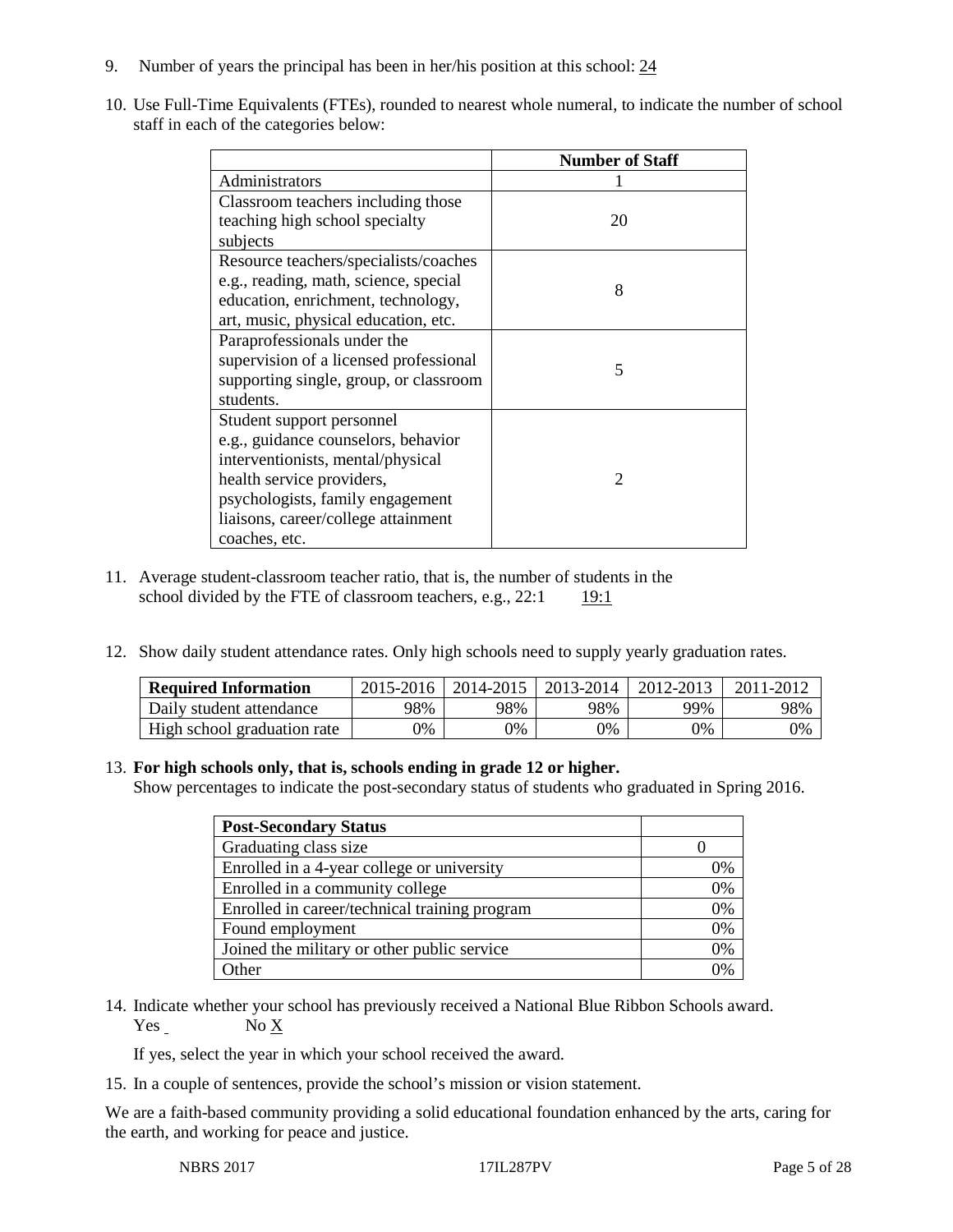9. Number of years the principal has been in her/his position at this school: 24

10. Use Full-Time Equivalents (FTEs), rounded to nearest whole numeral, to indicate the number of school staff in each of the categories below:

| | Number of Staff |
|---|---|
| Administrators | 1 |
| Classroom teachers including those teaching high school specialty subjects | 20 |
| Resource teachers/specialists/coaches e.g., reading, math, science, special education, enrichment, technology, art, music, physical education, etc. | 8 |
| Paraprofessionals under the supervision of a licensed professional supporting single, group, or classroom students. | 5 |
| Student support personnel e.g., guidance counselors, behavior interventionists, mental/physical health service providers, psychologists, family engagement liaisons, career/college attainment coaches, etc. | 2 |

11. Average student-classroom teacher ratio, that is, the number of students in the school divided by the FTE of classroom teachers, e.g., 22:1 19:1

12. Show daily student attendance rates. Only high schools need to supply yearly graduation rates.

| Required Information | 2015-2016 | 2014-2015 | 2013-2014 | 2012-2013 | 2011-2012 |
|---|---|---|---|---|---|
| Daily student attendance | 98% | 98% | 98% | 99% | 98% |
| High school graduation rate | 0% | 0% | 0% | 0% | 0% |

13. **For high schools only, that is, schools ending in grade 12 or higher.**
Show percentages to indicate the post-secondary status of students who graduated in Spring 2016.

| Post-Secondary Status | |
|---|---|
| Graduating class size | 0 |
| Enrolled in a 4-year college or university | 0% |
| Enrolled in a community college | 0% |
| Enrolled in career/technical training program | 0% |
| Found employment | 0% |
| Joined the military or other public service | 0% |
| Other | 0% |

14. Indicate whether your school has previously received a National Blue Ribbon Schools award.
Yes No X

If yes, select the year in which your school received the award.

15. In a couple of sentences, provide the school's mission or vision statement.

We are a faith-based community providing a solid educational foundation enhanced by the arts, caring for the earth, and working for peace and justice.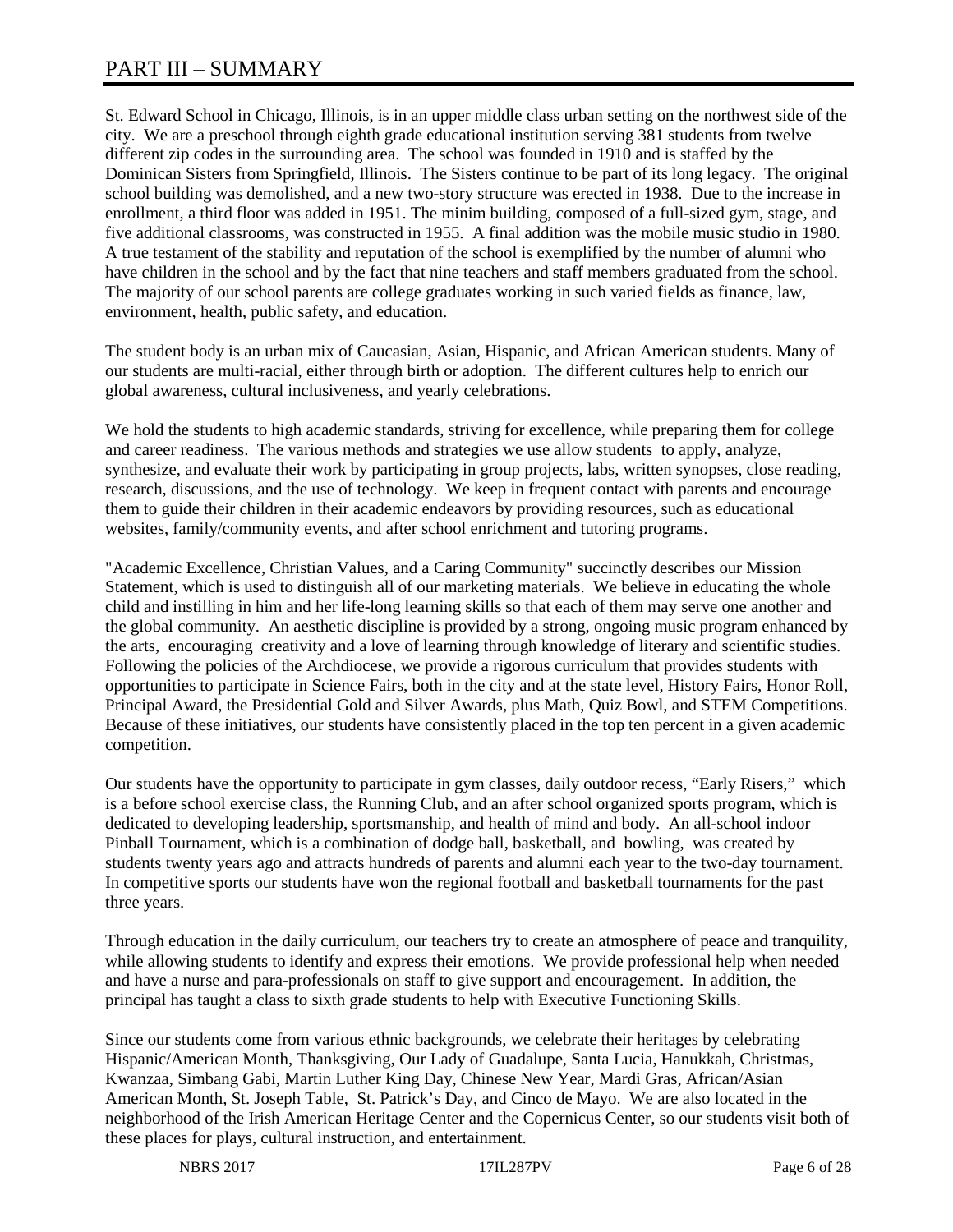# PART III – SUMMARY

St. Edward School in Chicago, Illinois, is in an upper middle class urban setting on the northwest side of the city. We are a preschool through eighth grade educational institution serving 381 students from twelve different zip codes in the surrounding area. The school was founded in 1910 and is staffed by the Dominican Sisters from Springfield, Illinois. The Sisters continue to be part of its long legacy. The original school building was demolished, and a new two-story structure was erected in 1938. Due to the increase in enrollment, a third floor was added in 1951. The minim building, composed of a full-sized gym, stage, and five additional classrooms, was constructed in 1955. A final addition was the mobile music studio in 1980. A true testament of the stability and reputation of the school is exemplified by the number of alumni who have children in the school and by the fact that nine teachers and staff members graduated from the school. The majority of our school parents are college graduates working in such varied fields as finance, law, environment, health, public safety, and education.

The student body is an urban mix of Caucasian, Asian, Hispanic, and African American students. Many of our students are multi-racial, either through birth or adoption. The different cultures help to enrich our global awareness, cultural inclusiveness, and yearly celebrations.

We hold the students to high academic standards, striving for excellence, while preparing them for college and career readiness. The various methods and strategies we use allow students to apply, analyze, synthesize, and evaluate their work by participating in group projects, labs, written synopses, close reading, research, discussions, and the use of technology. We keep in frequent contact with parents and encourage them to guide their children in their academic endeavors by providing resources, such as educational websites, family/community events, and after school enrichment and tutoring programs.

"Academic Excellence, Christian Values, and a Caring Community" succinctly describes our Mission Statement, which is used to distinguish all of our marketing materials. We believe in educating the whole child and instilling in him and her life-long learning skills so that each of them may serve one another and the global community. An aesthetic discipline is provided by a strong, ongoing music program enhanced by the arts, encouraging creativity and a love of learning through knowledge of literary and scientific studies. Following the policies of the Archdiocese, we provide a rigorous curriculum that provides students with opportunities to participate in Science Fairs, both in the city and at the state level, History Fairs, Honor Roll, Principal Award, the Presidential Gold and Silver Awards, plus Math, Quiz Bowl, and STEM Competitions. Because of these initiatives, our students have consistently placed in the top ten percent in a given academic competition.

Our students have the opportunity to participate in gym classes, daily outdoor recess, "Early Risers," which is a before school exercise class, the Running Club, and an after school organized sports program, which is dedicated to developing leadership, sportsmanship, and health of mind and body. An all-school indoor Pinball Tournament, which is a combination of dodge ball, basketball, and bowling, was created by students twenty years ago and attracts hundreds of parents and alumni each year to the two-day tournament. In competitive sports our students have won the regional football and basketball tournaments for the past three years.

Through education in the daily curriculum, our teachers try to create an atmosphere of peace and tranquility, while allowing students to identify and express their emotions. We provide professional help when needed and have a nurse and para-professionals on staff to give support and encouragement. In addition, the principal has taught a class to sixth grade students to help with Executive Functioning Skills.

Since our students come from various ethnic backgrounds, we celebrate their heritages by celebrating Hispanic/American Month, Thanksgiving, Our Lady of Guadalupe, Santa Lucia, Hanukkah, Christmas, Kwanzaa, Simbang Gabi, Martin Luther King Day, Chinese New Year, Mardi Gras, African/Asian American Month, St. Joseph Table, St. Patrick's Day, and Cinco de Mayo. We are also located in the neighborhood of the Irish American Heritage Center and the Copernicus Center, so our students visit both of these places for plays, cultural instruction, and entertainment.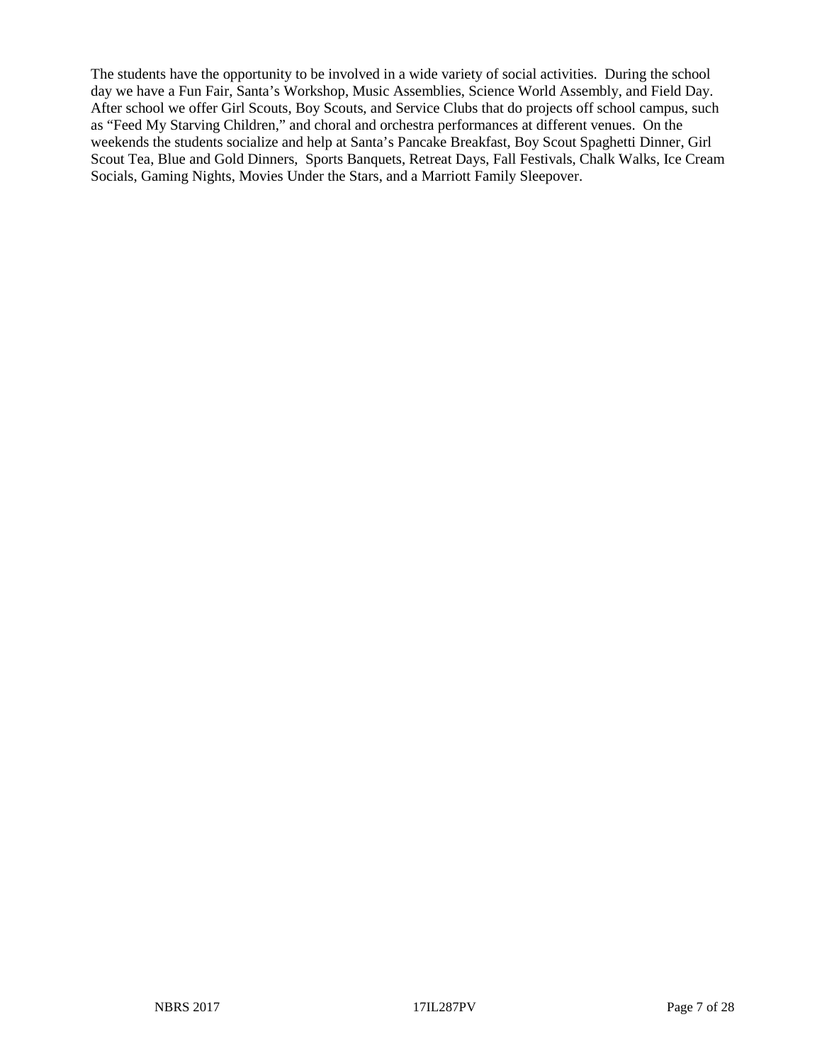The students have the opportunity to be involved in a wide variety of social activities. During the school day we have a Fun Fair, Santa's Workshop, Music Assemblies, Science World Assembly, and Field Day. After school we offer Girl Scouts, Boy Scouts, and Service Clubs that do projects off school campus, such as "Feed My Starving Children," and choral and orchestra performances at different venues. On the weekends the students socialize and help at Santa's Pancake Breakfast, Boy Scout Spaghetti Dinner, Girl Scout Tea, Blue and Gold Dinners, Sports Banquets, Retreat Days, Fall Festivals, Chalk Walks, Ice Cream Socials, Gaming Nights, Movies Under the Stars, and a Marriott Family Sleepover.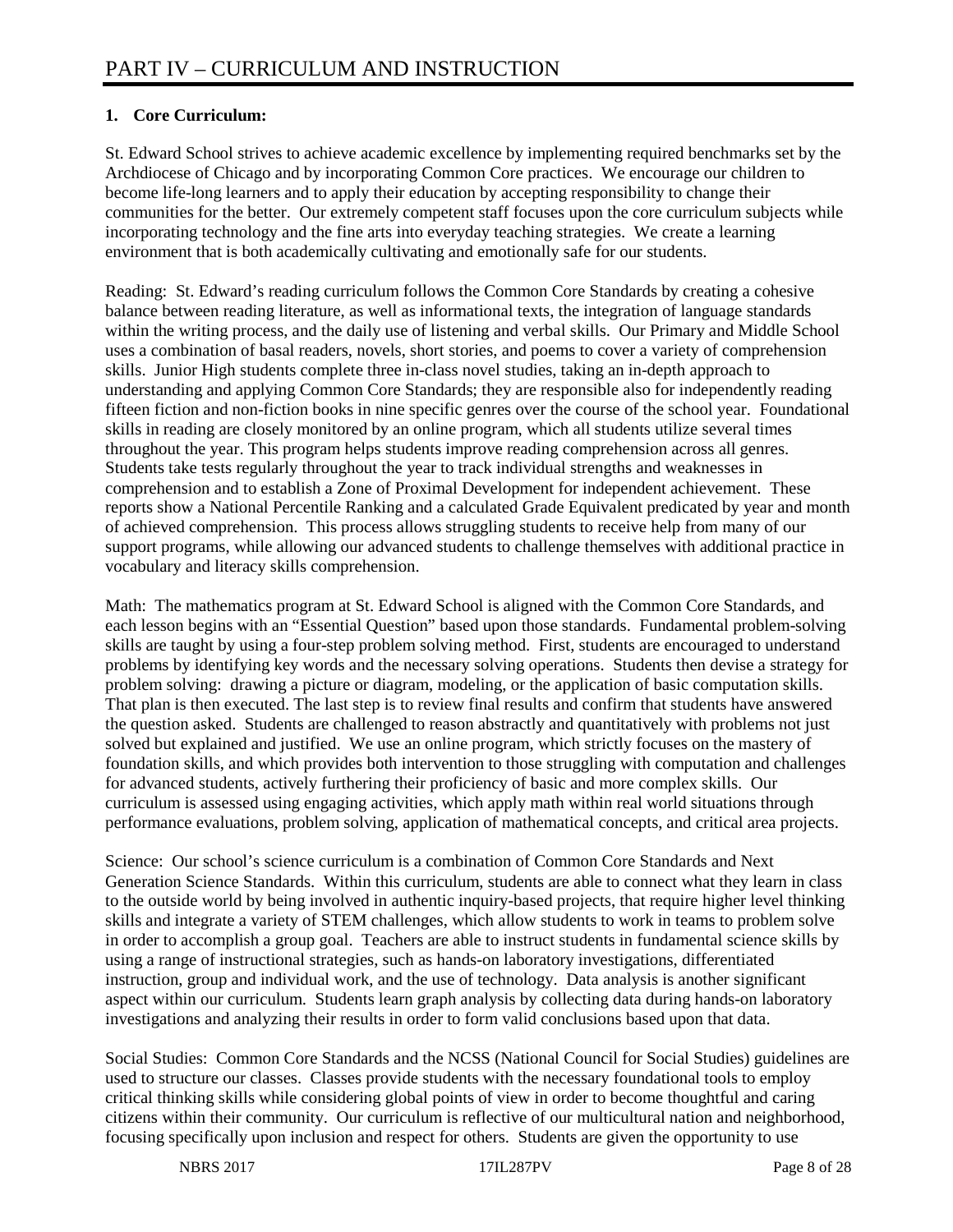# PART IV – CURRICULUM AND INSTRUCTION

## 1. Core Curriculum:

St. Edward School strives to achieve academic excellence by implementing required benchmarks set by the Archdiocese of Chicago and by incorporating Common Core practices. We encourage our children to become life-long learners and to apply their education by accepting responsibility to change their communities for the better. Our extremely competent staff focuses upon the core curriculum subjects while incorporating technology and the fine arts into everyday teaching strategies. We create a learning environment that is both academically cultivating and emotionally safe for our students.

Reading: St. Edward's reading curriculum follows the Common Core Standards by creating a cohesive balance between reading literature, as well as informational texts, the integration of language standards within the writing process, and the daily use of listening and verbal skills. Our Primary and Middle School uses a combination of basal readers, novels, short stories, and poems to cover a variety of comprehension skills. Junior High students complete three in-class novel studies, taking an in-depth approach to understanding and applying Common Core Standards; they are responsible also for independently reading fifteen fiction and non-fiction books in nine specific genres over the course of the school year. Foundational skills in reading are closely monitored by an online program, which all students utilize several times throughout the year. This program helps students improve reading comprehension across all genres. Students take tests regularly throughout the year to track individual strengths and weaknesses in comprehension and to establish a Zone of Proximal Development for independent achievement. These reports show a National Percentile Ranking and a calculated Grade Equivalent predicated by year and month of achieved comprehension. This process allows struggling students to receive help from many of our support programs, while allowing our advanced students to challenge themselves with additional practice in vocabulary and literacy skills comprehension.

Math: The mathematics program at St. Edward School is aligned with the Common Core Standards, and each lesson begins with an "Essential Question" based upon those standards. Fundamental problem-solving skills are taught by using a four-step problem solving method. First, students are encouraged to understand problems by identifying key words and the necessary solving operations. Students then devise a strategy for problem solving: drawing a picture or diagram, modeling, or the application of basic computation skills. That plan is then executed. The last step is to review final results and confirm that students have answered the question asked. Students are challenged to reason abstractly and quantitatively with problems not just solved but explained and justified. We use an online program, which strictly focuses on the mastery of foundation skills, and which provides both intervention to those struggling with computation and challenges for advanced students, actively furthering their proficiency of basic and more complex skills. Our curriculum is assessed using engaging activities, which apply math within real world situations through performance evaluations, problem solving, application of mathematical concepts, and critical area projects.

Science: Our school's science curriculum is a combination of Common Core Standards and Next Generation Science Standards. Within this curriculum, students are able to connect what they learn in class to the outside world by being involved in authentic inquiry-based projects, that require higher level thinking skills and integrate a variety of STEM challenges, which allow students to work in teams to problem solve in order to accomplish a group goal. Teachers are able to instruct students in fundamental science skills by using a range of instructional strategies, such as hands-on laboratory investigations, differentiated instruction, group and individual work, and the use of technology. Data analysis is another significant aspect within our curriculum. Students learn graph analysis by collecting data during hands-on laboratory investigations and analyzing their results in order to form valid conclusions based upon that data.

Social Studies: Common Core Standards and the NCSS (National Council for Social Studies) guidelines are used to structure our classes. Classes provide students with the necessary foundational tools to employ critical thinking skills while considering global points of view in order to become thoughtful and caring citizens within their community. Our curriculum is reflective of our multicultural nation and neighborhood, focusing specifically upon inclusion and respect for others. Students are given the opportunity to use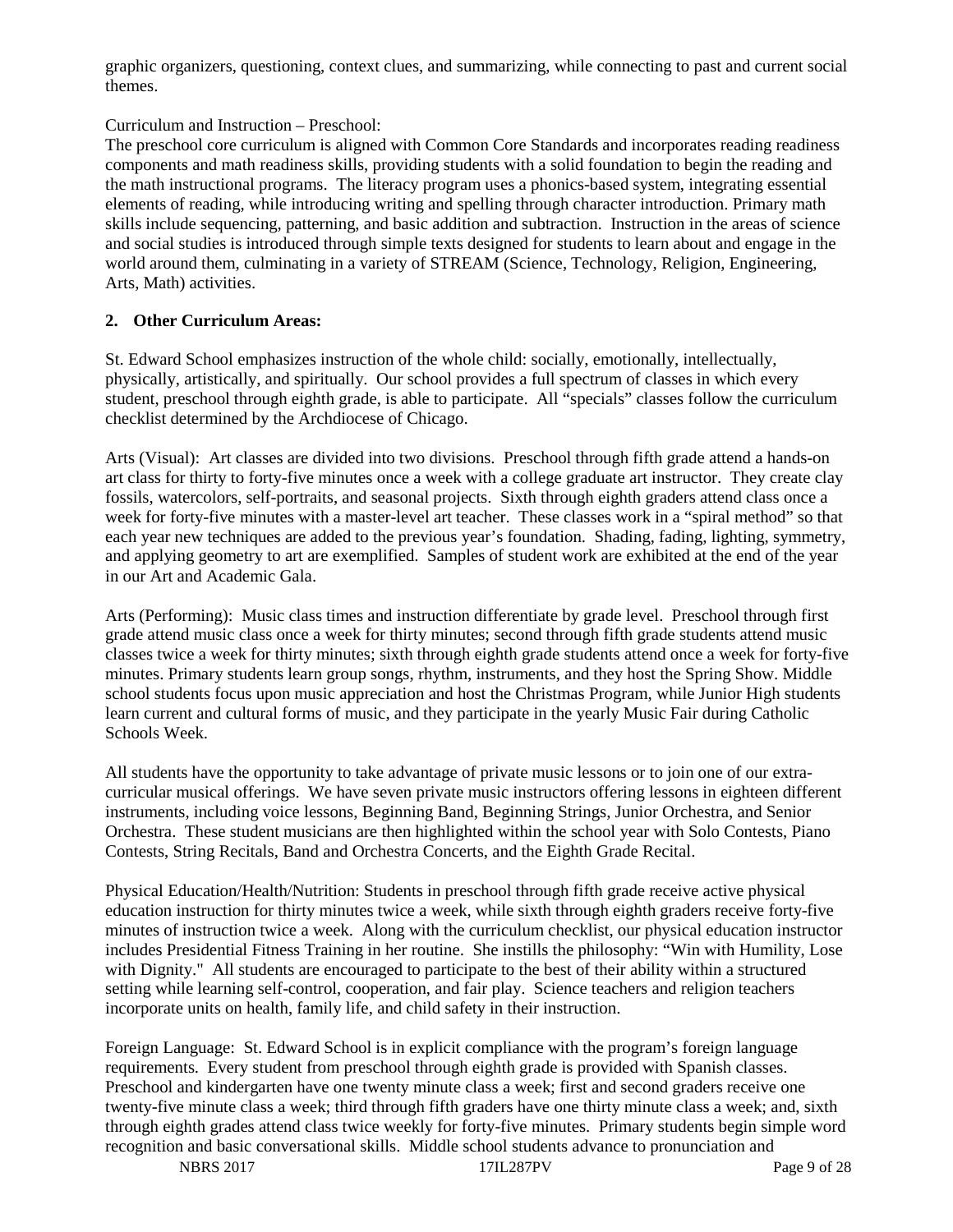graphic organizers, questioning, context clues, and summarizing, while connecting to past and current social themes.

Curriculum and Instruction – Preschool:

The preschool core curriculum is aligned with Common Core Standards and incorporates reading readiness components and math readiness skills, providing students with a solid foundation to begin the reading and the math instructional programs. The literacy program uses a phonics-based system, integrating essential elements of reading, while introducing writing and spelling through character introduction. Primary math skills include sequencing, patterning, and basic addition and subtraction. Instruction in the areas of science and social studies is introduced through simple texts designed for students to learn about and engage in the world around them, culminating in a variety of STREAM (Science, Technology, Religion, Engineering, Arts, Math) activities.

## 2. Other Curriculum Areas:

St. Edward School emphasizes instruction of the whole child: socially, emotionally, intellectually, physically, artistically, and spiritually. Our school provides a full spectrum of classes in which every student, preschool through eighth grade, is able to participate. All "specials" classes follow the curriculum checklist determined by the Archdiocese of Chicago.

Arts (Visual): Art classes are divided into two divisions. Preschool through fifth grade attend a hands-on art class for thirty to forty-five minutes once a week with a college graduate art instructor. They create clay fossils, watercolors, self-portraits, and seasonal projects. Sixth through eighth graders attend class once a week for forty-five minutes with a master-level art teacher. These classes work in a "spiral method" so that each year new techniques are added to the previous year's foundation. Shading, fading, lighting, symmetry, and applying geometry to art are exemplified. Samples of student work are exhibited at the end of the year in our Art and Academic Gala.

Arts (Performing): Music class times and instruction differentiate by grade level. Preschool through first grade attend music class once a week for thirty minutes; second through fifth grade students attend music classes twice a week for thirty minutes; sixth through eighth grade students attend once a week for forty-five minutes. Primary students learn group songs, rhythm, instruments, and they host the Spring Show. Middle school students focus upon music appreciation and host the Christmas Program, while Junior High students learn current and cultural forms of music, and they participate in the yearly Music Fair during Catholic Schools Week.

All students have the opportunity to take advantage of private music lessons or to join one of our extra-curricular musical offerings. We have seven private music instructors offering lessons in eighteen different instruments, including voice lessons, Beginning Band, Beginning Strings, Junior Orchestra, and Senior Orchestra. These student musicians are then highlighted within the school year with Solo Contests, Piano Contests, String Recitals, Band and Orchestra Concerts, and the Eighth Grade Recital.

Physical Education/Health/Nutrition: Students in preschool through fifth grade receive active physical education instruction for thirty minutes twice a week, while sixth through eighth graders receive forty-five minutes of instruction twice a week. Along with the curriculum checklist, our physical education instructor includes Presidential Fitness Training in her routine. She instills the philosophy: "Win with Humility, Lose with Dignity." All students are encouraged to participate to the best of their ability within a structured setting while learning self-control, cooperation, and fair play. Science teachers and religion teachers incorporate units on health, family life, and child safety in their instruction.

Foreign Language: St. Edward School is in explicit compliance with the program's foreign language requirements. Every student from preschool through eighth grade is provided with Spanish classes. Preschool and kindergarten have one twenty minute class a week; first and second graders receive one twenty-five minute class a week; third through fifth graders have one thirty minute class a week; and, sixth through eighth grades attend class twice weekly for forty-five minutes. Primary students begin simple word recognition and basic conversational skills. Middle school students advance to pronunciation and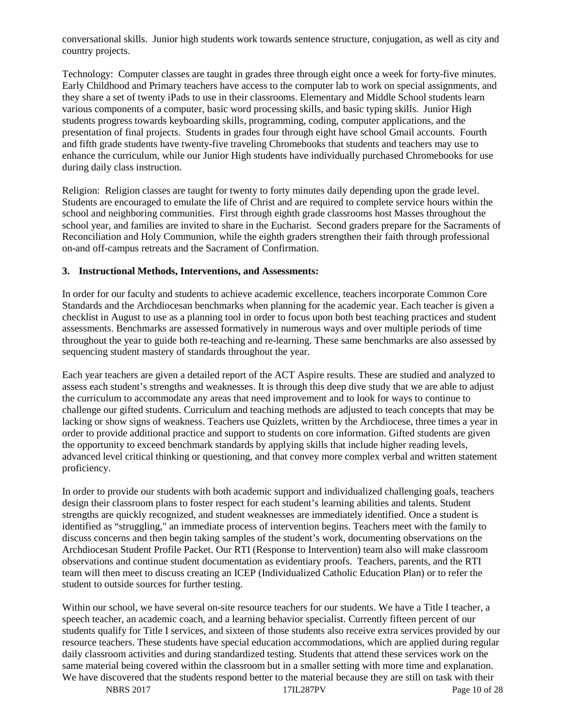conversational skills. Junior high students work towards sentence structure, conjugation, as well as city and country projects.

Technology: Computer classes are taught in grades three through eight once a week for forty-five minutes. Early Childhood and Primary teachers have access to the computer lab to work on special assignments, and they share a set of twenty iPads to use in their classrooms. Elementary and Middle School students learn various components of a computer, basic word processing skills, and basic typing skills. Junior High students progress towards keyboarding skills, programming, coding, computer applications, and the presentation of final projects. Students in grades four through eight have school Gmail accounts. Fourth and fifth grade students have twenty-five traveling Chromebooks that students and teachers may use to enhance the curriculum, while our Junior High students have individually purchased Chromebooks for use during daily class instruction.

Religion: Religion classes are taught for twenty to forty minutes daily depending upon the grade level. Students are encouraged to emulate the life of Christ and are required to complete service hours within the school and neighboring communities. First through eighth grade classrooms host Masses throughout the school year, and families are invited to share in the Eucharist. Second graders prepare for the Sacraments of Reconciliation and Holy Communion, while the eighth graders strengthen their faith through professional on-and off-campus retreats and the Sacrament of Confirmation.

**3. Instructional Methods, Interventions, and Assessments:**

In order for our faculty and students to achieve academic excellence, teachers incorporate Common Core Standards and the Archdiocesan benchmarks when planning for the academic year. Each teacher is given a checklist in August to use as a planning tool in order to focus upon both best teaching practices and student assessments. Benchmarks are assessed formatively in numerous ways and over multiple periods of time throughout the year to guide both re-teaching and re-learning. These same benchmarks are also assessed by sequencing student mastery of standards throughout the year.

Each year teachers are given a detailed report of the ACT Aspire results. These are studied and analyzed to assess each student's strengths and weaknesses. It is through this deep dive study that we are able to adjust the curriculum to accommodate any areas that need improvement and to look for ways to continue to challenge our gifted students. Curriculum and teaching methods are adjusted to teach concepts that may be lacking or show signs of weakness. Teachers use Quizlets, written by the Archdiocese, three times a year in order to provide additional practice and support to students on core information. Gifted students are given the opportunity to exceed benchmark standards by applying skills that include higher reading levels, advanced level critical thinking or questioning, and that convey more complex verbal and written statement proficiency.

In order to provide our students with both academic support and individualized challenging goals, teachers design their classroom plans to foster respect for each student's learning abilities and talents. Student strengths are quickly recognized, and student weaknesses are immediately identified. Once a student is identified as "struggling," an immediate process of intervention begins. Teachers meet with the family to discuss concerns and then begin taking samples of the student's work, documenting observations on the Archdiocesan Student Profile Packet. Our RTI (Response to Intervention) team also will make classroom observations and continue student documentation as evidentiary proofs. Teachers, parents, and the RTI team will then meet to discuss creating an ICEP (Individualized Catholic Education Plan) or to refer the student to outside sources for further testing.

Within our school, we have several on-site resource teachers for our students. We have a Title I teacher, a speech teacher, an academic coach, and a learning behavior specialist. Currently fifteen percent of our students qualify for Title I services, and sixteen of those students also receive extra services provided by our resource teachers. These students have special education accommodations, which are applied during regular daily classroom activities and during standardized testing. Students that attend these services work on the same material being covered within the classroom but in a smaller setting with more time and explanation. We have discovered that the students respond better to the material because they are still on task with their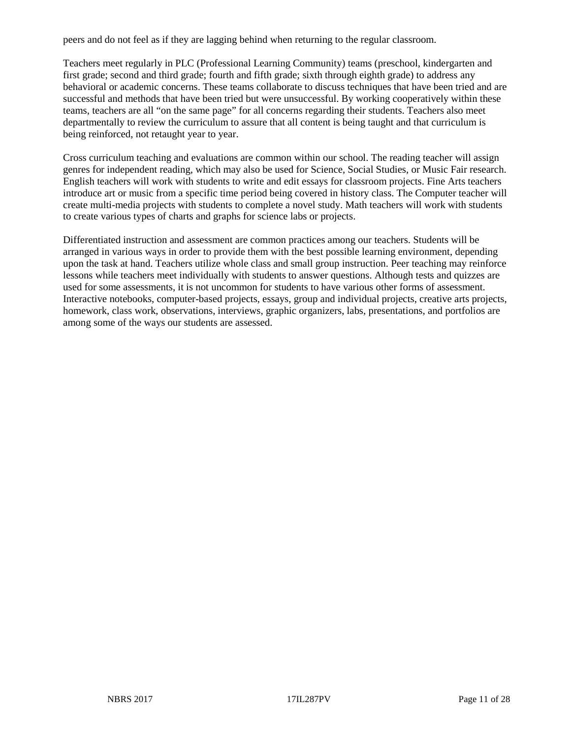peers and do not feel as if they are lagging behind when returning to the regular classroom.

Teachers meet regularly in PLC (Professional Learning Community) teams (preschool, kindergarten and first grade; second and third grade; fourth and fifth grade; sixth through eighth grade) to address any behavioral or academic concerns. These teams collaborate to discuss techniques that have been tried and are successful and methods that have been tried but were unsuccessful. By working cooperatively within these teams, teachers are all "on the same page" for all concerns regarding their students. Teachers also meet departmentally to review the curriculum to assure that all content is being taught and that curriculum is being reinforced, not retaught year to year.

Cross curriculum teaching and evaluations are common within our school. The reading teacher will assign genres for independent reading, which may also be used for Science, Social Studies, or Music Fair research. English teachers will work with students to write and edit essays for classroom projects. Fine Arts teachers introduce art or music from a specific time period being covered in history class. The Computer teacher will create multi-media projects with students to complete a novel study. Math teachers will work with students to create various types of charts and graphs for science labs or projects.

Differentiated instruction and assessment are common practices among our teachers. Students will be arranged in various ways in order to provide them with the best possible learning environment, depending upon the task at hand. Teachers utilize whole class and small group instruction. Peer teaching may reinforce lessons while teachers meet individually with students to answer questions. Although tests and quizzes are used for some assessments, it is not uncommon for students to have various other forms of assessment. Interactive notebooks, computer-based projects, essays, group and individual projects, creative arts projects, homework, class work, observations, interviews, graphic organizers, labs, presentations, and portfolios are among some of the ways our students are assessed.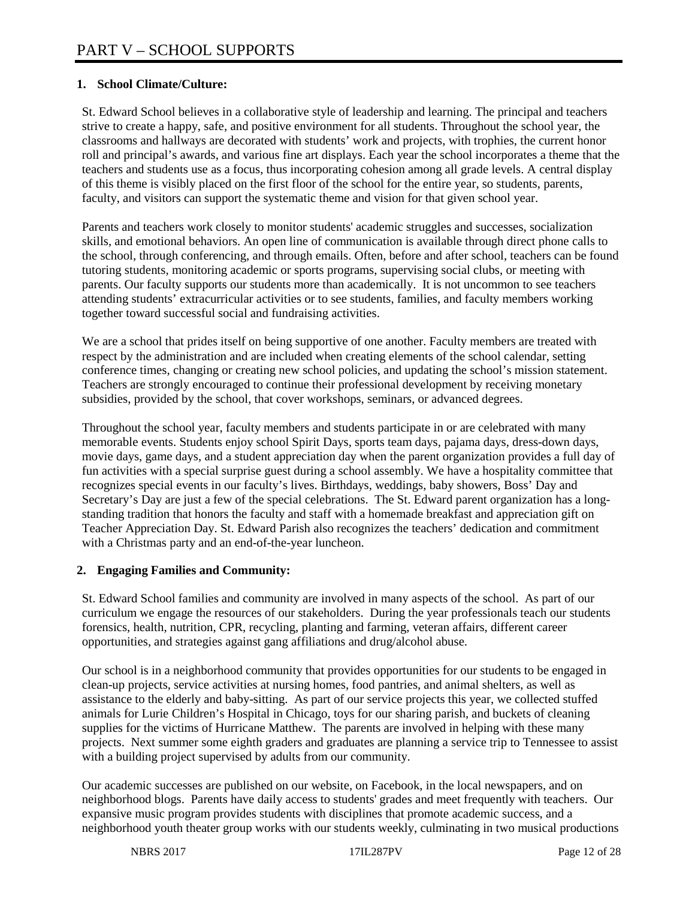# PART V – SCHOOL SUPPORTS

## 1. School Climate/Culture:

St. Edward School believes in a collaborative style of leadership and learning. The principal and teachers strive to create a happy, safe, and positive environment for all students. Throughout the school year, the classrooms and hallways are decorated with students' work and projects, with trophies, the current honor roll and principal's awards, and various fine art displays. Each year the school incorporates a theme that the teachers and students use as a focus, thus incorporating cohesion among all grade levels. A central display of this theme is visibly placed on the first floor of the school for the entire year, so students, parents, faculty, and visitors can support the systematic theme and vision for that given school year.

Parents and teachers work closely to monitor students' academic struggles and successes, socialization skills, and emotional behaviors. An open line of communication is available through direct phone calls to the school, through conferencing, and through emails. Often, before and after school, teachers can be found tutoring students, monitoring academic or sports programs, supervising social clubs, or meeting with parents. Our faculty supports our students more than academically. It is not uncommon to see teachers attending students' extracurricular activities or to see students, families, and faculty members working together toward successful social and fundraising activities.

We are a school that prides itself on being supportive of one another. Faculty members are treated with respect by the administration and are included when creating elements of the school calendar, setting conference times, changing or creating new school policies, and updating the school's mission statement. Teachers are strongly encouraged to continue their professional development by receiving monetary subsidies, provided by the school, that cover workshops, seminars, or advanced degrees.

Throughout the school year, faculty members and students participate in or are celebrated with many memorable events. Students enjoy school Spirit Days, sports team days, pajama days, dress-down days, movie days, game days, and a student appreciation day when the parent organization provides a full day of fun activities with a special surprise guest during a school assembly. We have a hospitality committee that recognizes special events in our faculty's lives. Birthdays, weddings, baby showers, Boss' Day and Secretary's Day are just a few of the special celebrations. The St. Edward parent organization has a long-standing tradition that honors the faculty and staff with a homemade breakfast and appreciation gift on Teacher Appreciation Day. St. Edward Parish also recognizes the teachers' dedication and commitment with a Christmas party and an end-of-the-year luncheon.

## 2. Engaging Families and Community:

St. Edward School families and community are involved in many aspects of the school. As part of our curriculum we engage the resources of our stakeholders. During the year professionals teach our students forensics, health, nutrition, CPR, recycling, planting and farming, veteran affairs, different career opportunities, and strategies against gang affiliations and drug/alcohol abuse.

Our school is in a neighborhood community that provides opportunities for our students to be engaged in clean-up projects, service activities at nursing homes, food pantries, and animal shelters, as well as assistance to the elderly and baby-sitting. As part of our service projects this year, we collected stuffed animals for Lurie Children's Hospital in Chicago, toys for our sharing parish, and buckets of cleaning supplies for the victims of Hurricane Matthew. The parents are involved in helping with these many projects. Next summer some eighth graders and graduates are planning a service trip to Tennessee to assist with a building project supervised by adults from our community.

Our academic successes are published on our website, on Facebook, in the local newspapers, and on neighborhood blogs. Parents have daily access to students' grades and meet frequently with teachers. Our expansive music program provides students with disciplines that promote academic success, and a neighborhood youth theater group works with our students weekly, culminating in two musical productions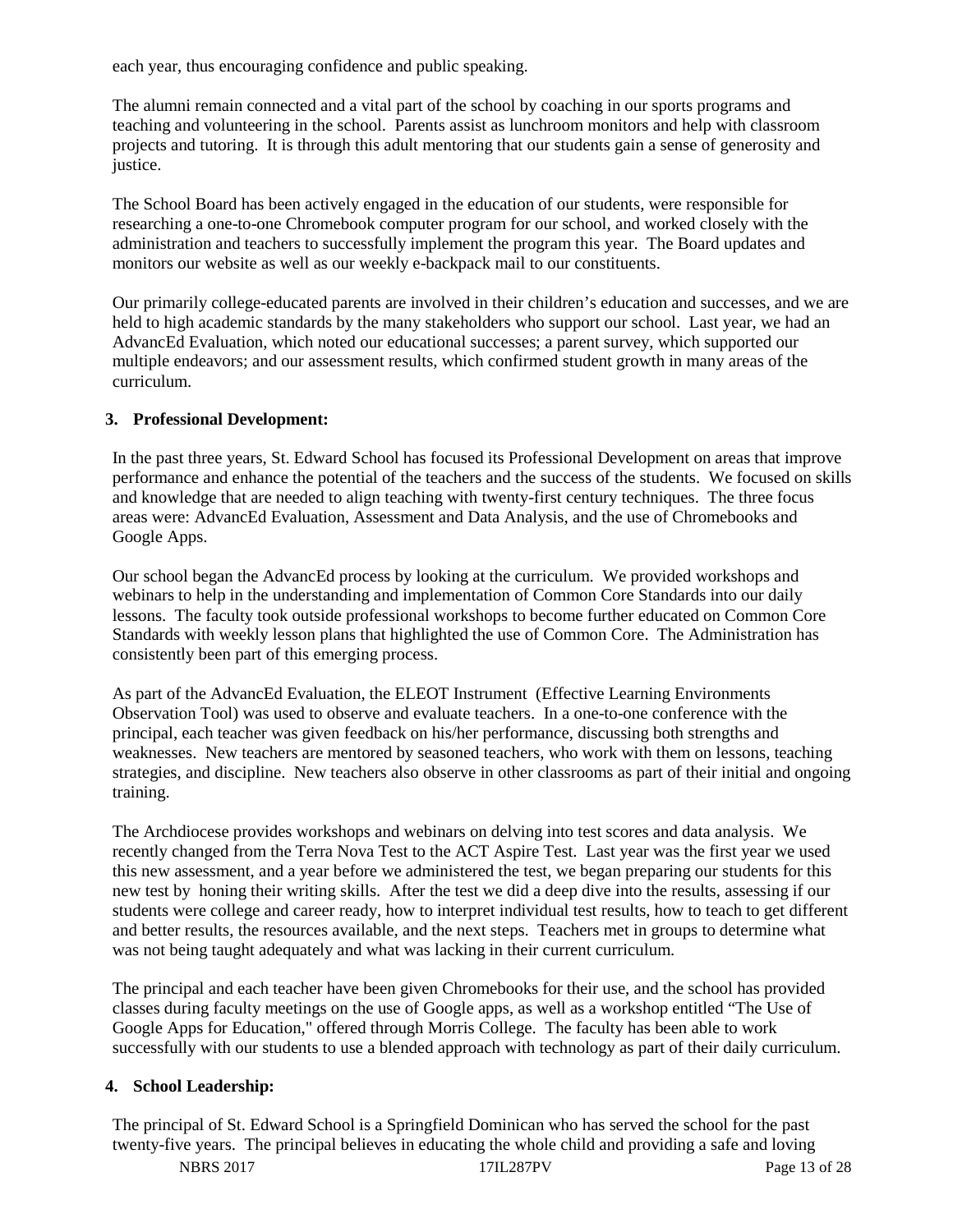each year, thus encouraging confidence and public speaking.

The alumni remain connected and a vital part of the school by coaching in our sports programs and teaching and volunteering in the school. Parents assist as lunchroom monitors and help with classroom projects and tutoring. It is through this adult mentoring that our students gain a sense of generosity and justice.

The School Board has been actively engaged in the education of our students, were responsible for researching a one-to-one Chromebook computer program for our school, and worked closely with the administration and teachers to successfully implement the program this year. The Board updates and monitors our website as well as our weekly e-backpack mail to our constituents.

Our primarily college-educated parents are involved in their children's education and successes, and we are held to high academic standards by the many stakeholders who support our school. Last year, we had an AdvancEd Evaluation, which noted our educational successes; a parent survey, which supported our multiple endeavors; and our assessment results, which confirmed student growth in many areas of the curriculum.

**3. Professional Development:**

In the past three years, St. Edward School has focused its Professional Development on areas that improve performance and enhance the potential of the teachers and the success of the students. We focused on skills and knowledge that are needed to align teaching with twenty-first century techniques. The three focus areas were: AdvancEd Evaluation, Assessment and Data Analysis, and the use of Chromebooks and Google Apps.

Our school began the AdvancEd process by looking at the curriculum. We provided workshops and webinars to help in the understanding and implementation of Common Core Standards into our daily lessons. The faculty took outside professional workshops to become further educated on Common Core Standards with weekly lesson plans that highlighted the use of Common Core. The Administration has consistently been part of this emerging process.

As part of the AdvancEd Evaluation, the ELEOT Instrument (Effective Learning Environments Observation Tool) was used to observe and evaluate teachers. In a one-to-one conference with the principal, each teacher was given feedback on his/her performance, discussing both strengths and weaknesses. New teachers are mentored by seasoned teachers, who work with them on lessons, teaching strategies, and discipline. New teachers also observe in other classrooms as part of their initial and ongoing training.

The Archdiocese provides workshops and webinars on delving into test scores and data analysis. We recently changed from the Terra Nova Test to the ACT Aspire Test. Last year was the first year we used this new assessment, and a year before we administered the test, we began preparing our students for this new test by honing their writing skills. After the test we did a deep dive into the results, assessing if our students were college and career ready, how to interpret individual test results, how to teach to get different and better results, the resources available, and the next steps. Teachers met in groups to determine what was not being taught adequately and what was lacking in their current curriculum.

The principal and each teacher have been given Chromebooks for their use, and the school has provided classes during faculty meetings on the use of Google apps, as well as a workshop entitled "The Use of Google Apps for Education," offered through Morris College. The faculty has been able to work successfully with our students to use a blended approach with technology as part of their daily curriculum.

**4. School Leadership:**

The principal of St. Edward School is a Springfield Dominican who has served the school for the past twenty-five years. The principal believes in educating the whole child and providing a safe and loving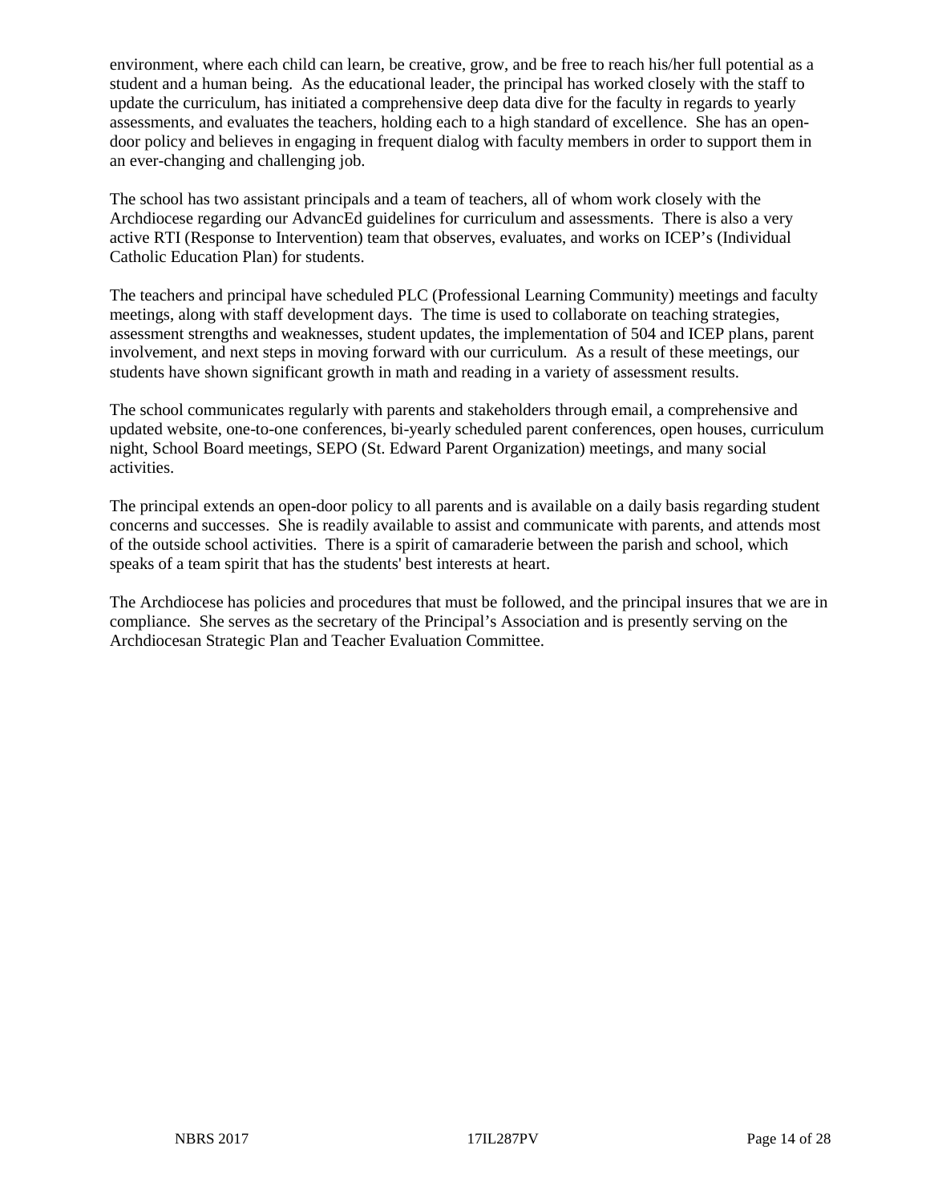environment, where each child can learn, be creative, grow, and be free to reach his/her full potential as a student and a human being. As the educational leader, the principal has worked closely with the staff to update the curriculum, has initiated a comprehensive deep data dive for the faculty in regards to yearly assessments, and evaluates the teachers, holding each to a high standard of excellence. She has an open-door policy and believes in engaging in frequent dialog with faculty members in order to support them in an ever-changing and challenging job.

The school has two assistant principals and a team of teachers, all of whom work closely with the Archdiocese regarding our AdvancEd guidelines for curriculum and assessments. There is also a very active RTI (Response to Intervention) team that observes, evaluates, and works on ICEP's (Individual Catholic Education Plan) for students.

The teachers and principal have scheduled PLC (Professional Learning Community) meetings and faculty meetings, along with staff development days. The time is used to collaborate on teaching strategies, assessment strengths and weaknesses, student updates, the implementation of 504 and ICEP plans, parent involvement, and next steps in moving forward with our curriculum. As a result of these meetings, our students have shown significant growth in math and reading in a variety of assessment results.

The school communicates regularly with parents and stakeholders through email, a comprehensive and updated website, one-to-one conferences, bi-yearly scheduled parent conferences, open houses, curriculum night, School Board meetings, SEPO (St. Edward Parent Organization) meetings, and many social activities.

The principal extends an open-door policy to all parents and is available on a daily basis regarding student concerns and successes. She is readily available to assist and communicate with parents, and attends most of the outside school activities. There is a spirit of camaraderie between the parish and school, which speaks of a team spirit that has the students' best interests at heart.

The Archdiocese has policies and procedures that must be followed, and the principal insures that we are in compliance. She serves as the secretary of the Principal's Association and is presently serving on the Archdiocesan Strategic Plan and Teacher Evaluation Committee.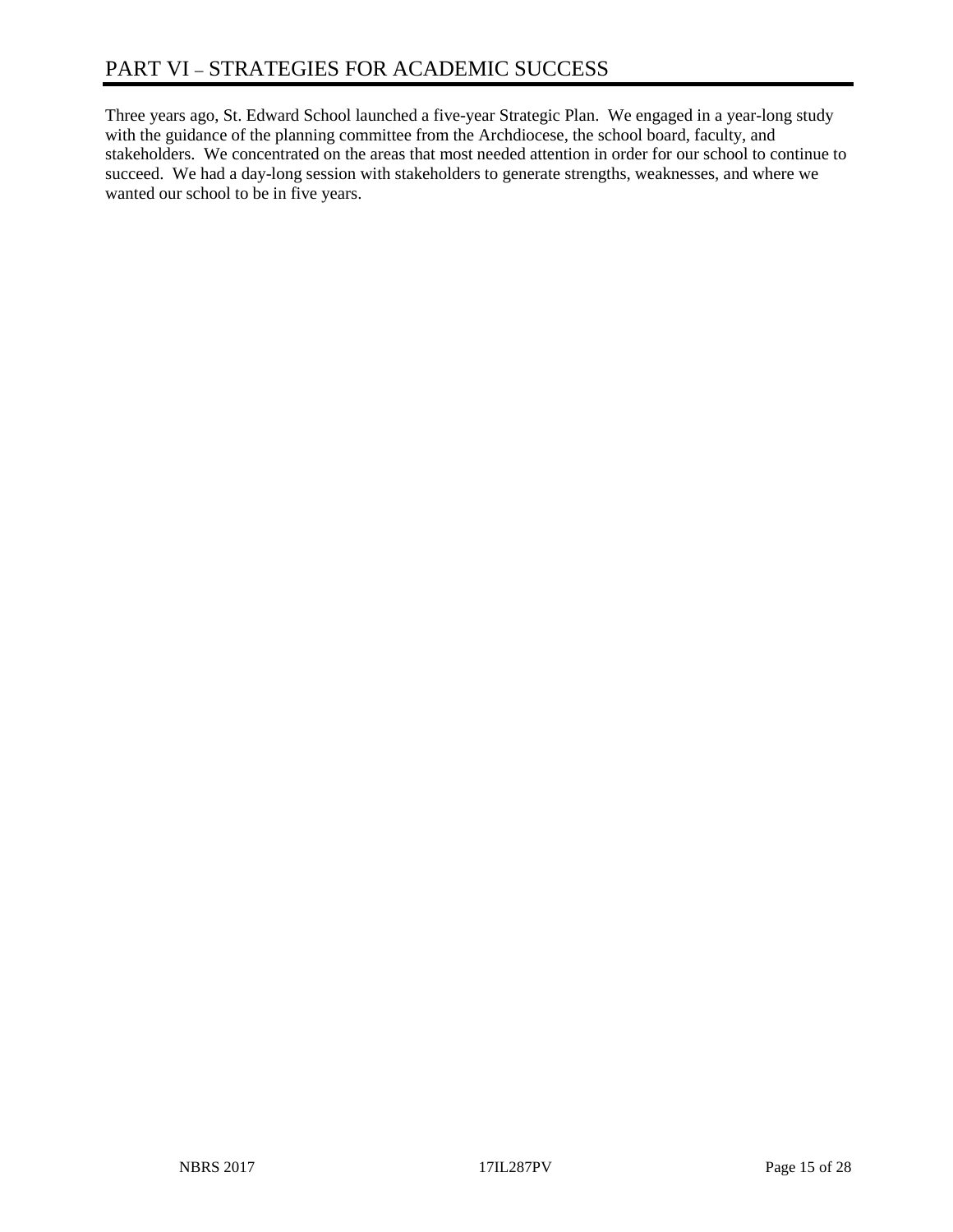# PART VI – STRATEGIES FOR ACADEMIC SUCCESS

Three years ago, St. Edward School launched a five-year Strategic Plan. We engaged in a year-long study with the guidance of the planning committee from the Archdiocese, the school board, faculty, and stakeholders. We concentrated on the areas that most needed attention in order for our school to continue to succeed. We had a day-long session with stakeholders to generate strengths, weaknesses, and where we wanted our school to be in five years.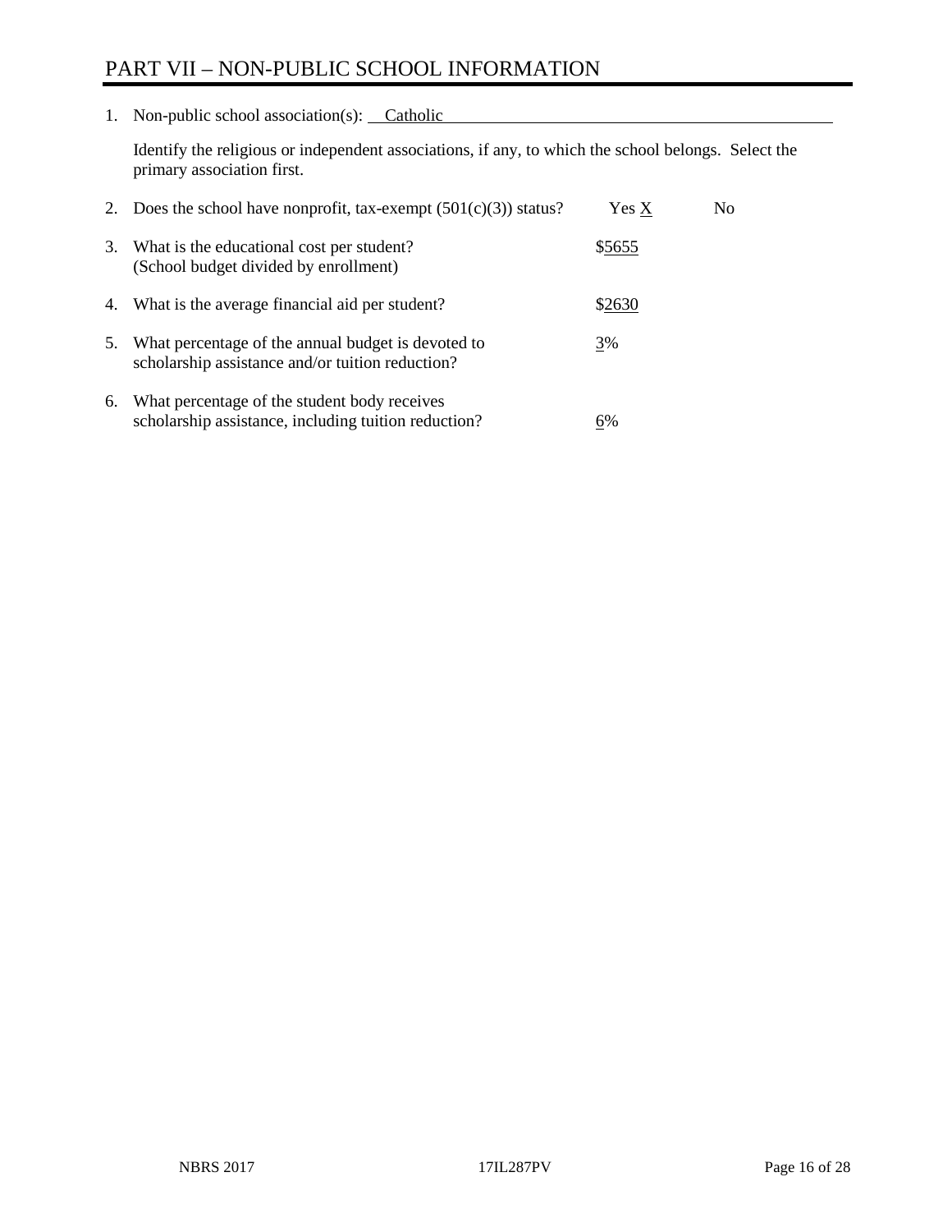# PART VII – NON-PUBLIC SCHOOL INFORMATION

1. Non-public school association(s): Catholic

   Identify the religious or independent associations, if any, to which the school belongs. Select the primary association first.

2. Does the school have nonprofit, tax-exempt (501(c)(3)) status? Yes X No

3. What is the educational cost per student? (School budget divided by enrollment) $5655

4. What is the average financial aid per student? $2630

5. What percentage of the annual budget is devoted to scholarship assistance and/or tuition reduction? 3%

6. What percentage of the student body receives scholarship assistance, including tuition reduction? 6%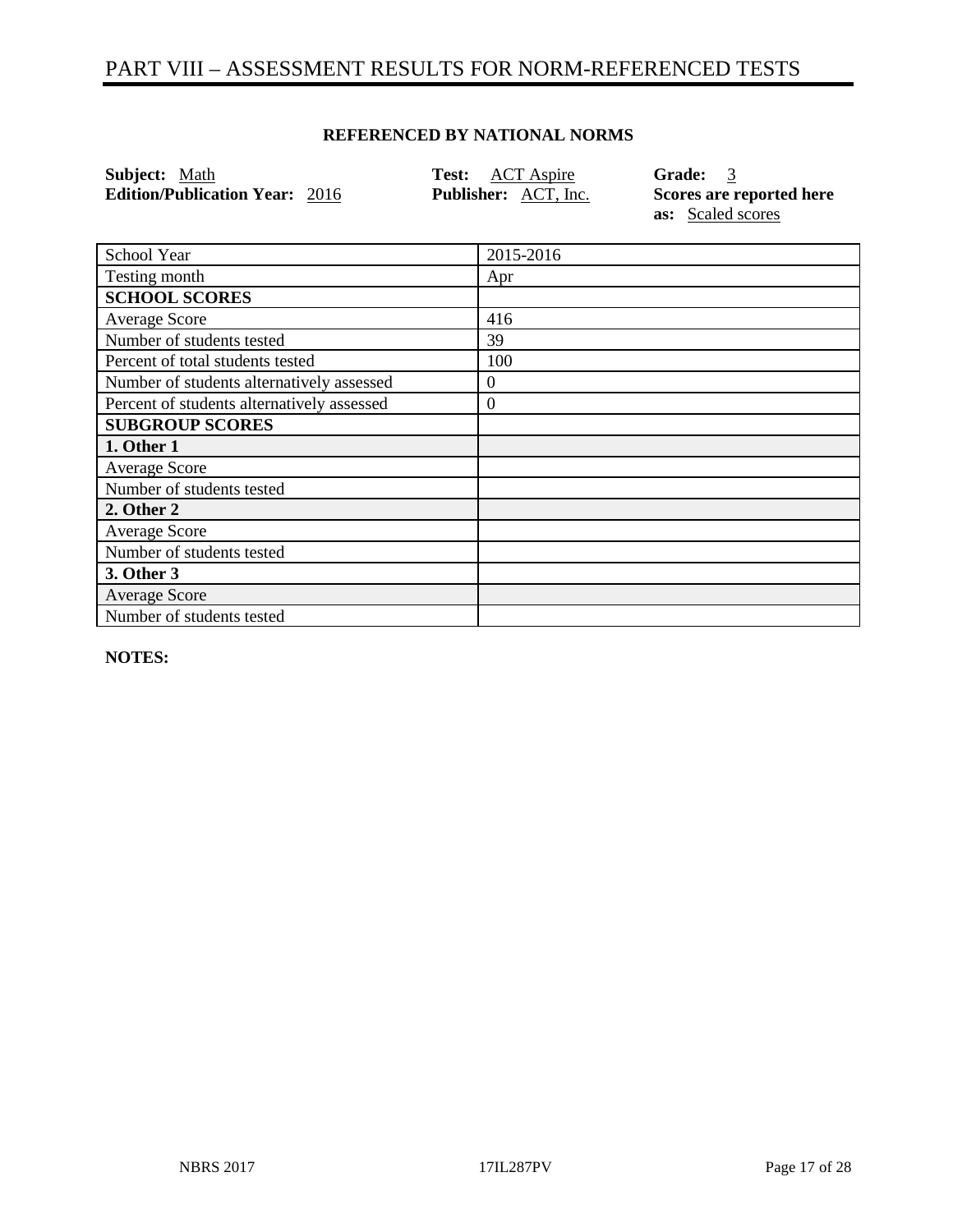# PART VIII – ASSESSMENT RESULTS FOR NORM-REFERENCED TESTS

**REFERENCED BY NATIONAL NORMS**

**Subject:** Math
**Edition/Publication Year:** 2016
**Test:** ACT Aspire
**Publisher:** ACT, Inc.
**Grade:** 3
**Scores are reported here as:** Scaled scores

| School Year | 2015-2016 |
|---|---|
| Testing month | Apr |
| **SCHOOL SCORES** | |
| Average Score | 416 |
| Number of students tested | 39 |
| Percent of total students tested | 100 |
| Number of students alternatively assessed | 0 |
| Percent of students alternatively assessed | 0 |
| **SUBGROUP SCORES** | |
| **1. Other 1** | |
| Average Score | |
| Number of students tested | |
| **2. Other 2** | |
| Average Score | |
| Number of students tested | |
| **3. Other 3** | |
| Average Score | |
| Number of students tested | |

**NOTES:**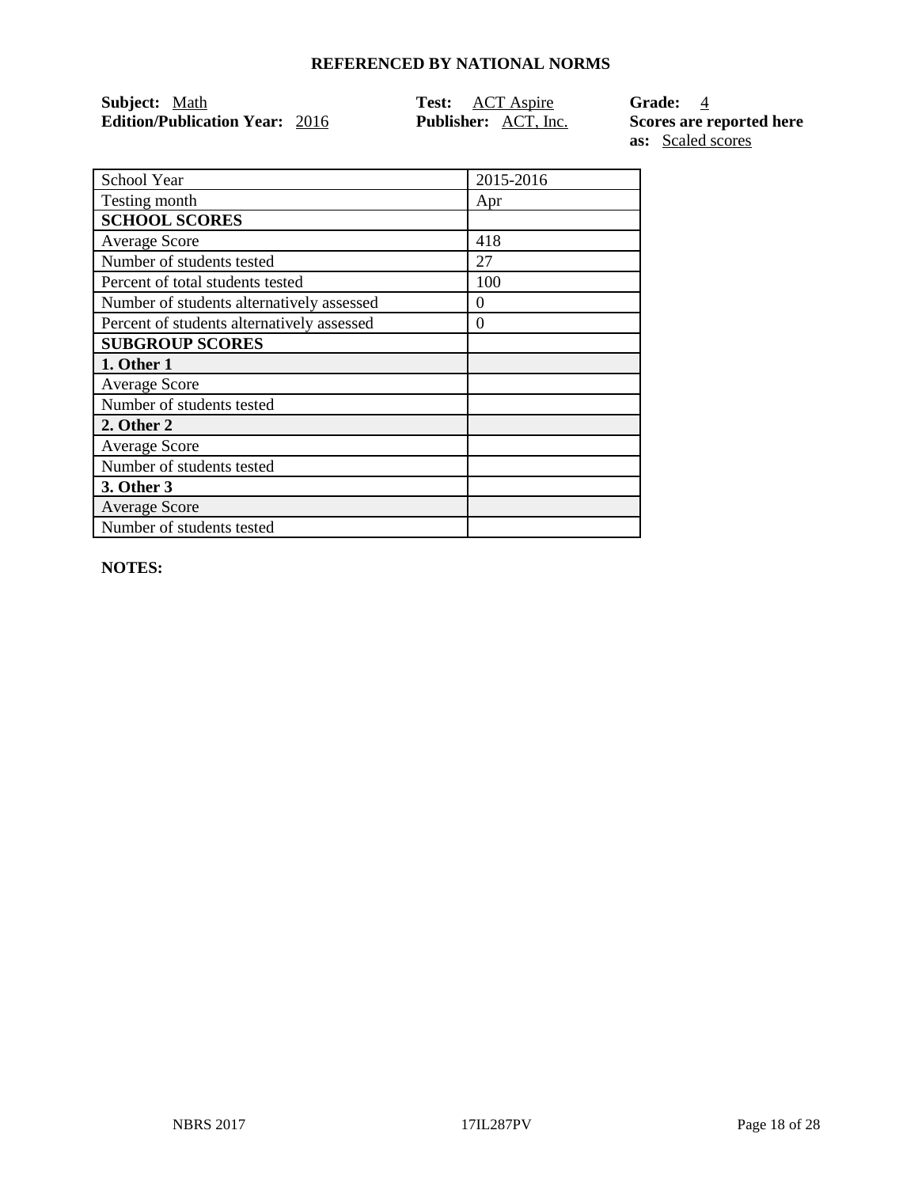## REFERENCED BY NATIONAL NORMS

**Subject:** Math
**Edition/Publication Year:** 2016

**Test:** ACT Aspire
**Publisher:** ACT, Inc.

**Grade:** 4
**Scores are reported here as:** Scaled scores

| School Year | 2015-2016 |
|---|---|
| Testing month | Apr |
| **SCHOOL SCORES** | |
| Average Score | 418 |
| Number of students tested | 27 |
| Percent of total students tested | 100 |
| Number of students alternatively assessed | 0 |
| Percent of students alternatively assessed | 0 |
| **SUBGROUP SCORES** | |
| **1. Other 1** | |
| Average Score | |
| Number of students tested | |
| **2. Other 2** | |
| Average Score | |
| Number of students tested | |
| **3. Other 3** | |
| Average Score | |
| Number of students tested | |

**NOTES:**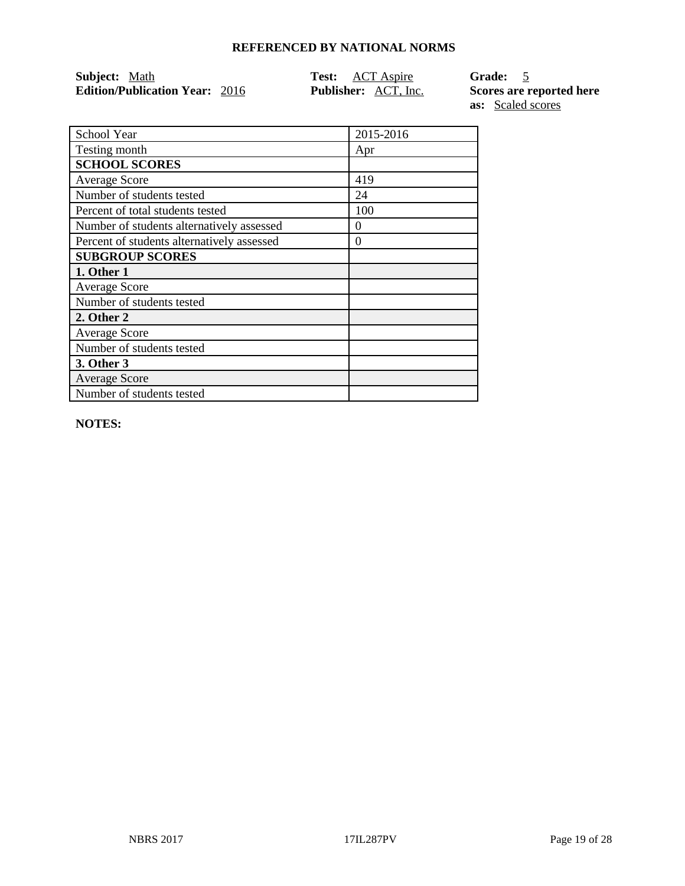## REFERENCED BY NATIONAL NORMS

**Subject:** Math
**Edition/Publication Year:** 2016

**Test:** ACT Aspire
**Publisher:** ACT, Inc.

**Grade:** 5
**Scores are reported here as:** Scaled scores

| School Year | 2015-2016 |
|---|---|
| Testing month | Apr |
| **SCHOOL SCORES** | |
| Average Score | 419 |
| Number of students tested | 24 |
| Percent of total students tested | 100 |
| Number of students alternatively assessed | 0 |
| Percent of students alternatively assessed | 0 |
| **SUBGROUP SCORES** | |
| **1. Other 1** | |
| Average Score | |
| Number of students tested | |
| **2. Other 2** | |
| Average Score | |
| Number of students tested | |
| **3. Other 3** | |
| Average Score | |
| Number of students tested | |

**NOTES:**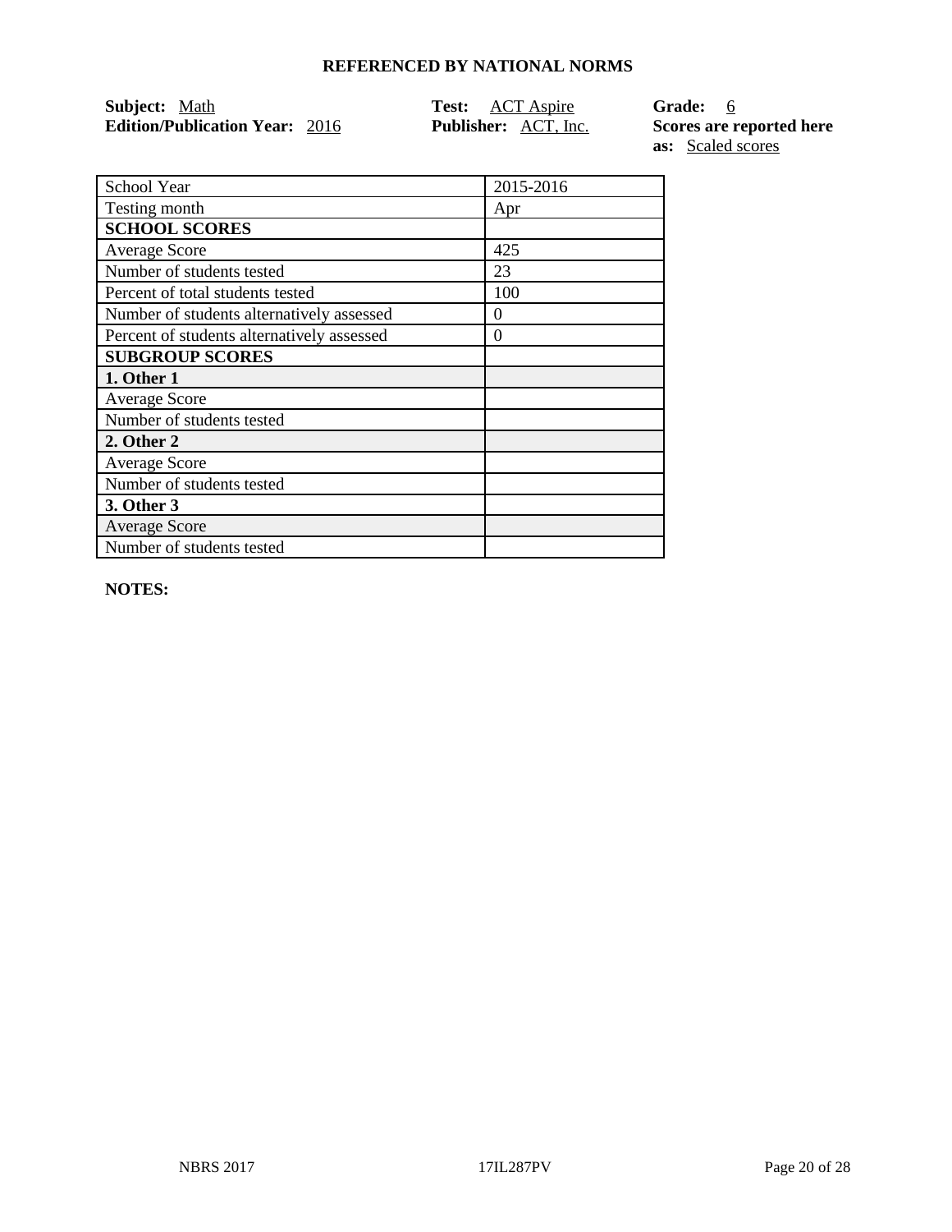**REFERENCED BY NATIONAL NORMS**

**Subject:** Math
**Edition/Publication Year:** 2016
**Test:** ACT Aspire
**Publisher:** ACT, Inc.
**Grade:** 6
**Scores are reported here as:** Scaled scores

| School Year | 2015-2016 |
|---|---|
| Testing month | Apr |
| **SCHOOL SCORES** | |
| Average Score | 425 |
| Number of students tested | 23 |
| Percent of total students tested | 100 |
| Number of students alternatively assessed | 0 |
| Percent of students alternatively assessed | 0 |
| **SUBGROUP SCORES** | |
| **1. Other 1** | |
| Average Score | |
| Number of students tested | |
| **2. Other 2** | |
| Average Score | |
| Number of students tested | |
| **3. Other 3** | |
| Average Score | |
| Number of students tested | |

**NOTES:**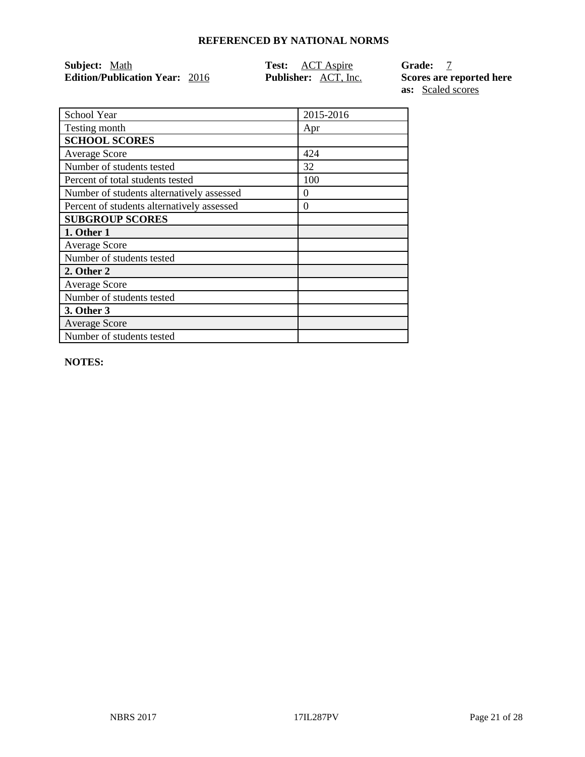## REFERENCED BY NATIONAL NORMS

**Subject:** Math
**Edition/Publication Year:** 2016
**Test:** ACT Aspire
**Publisher:** ACT, Inc.
**Grade:** 7
**Scores are reported here as:** Scaled scores

| School Year | 2015-2016 |
|---|---|
| Testing month | Apr |
| **SCHOOL SCORES** | |
| Average Score | 424 |
| Number of students tested | 32 |
| Percent of total students tested | 100 |
| Number of students alternatively assessed | 0 |
| Percent of students alternatively assessed | 0 |
| **SUBGROUP SCORES** | |
| **1. Other 1** | |
| Average Score | |
| Number of students tested | |
| **2. Other 2** | |
| Average Score | |
| Number of students tested | |
| **3. Other 3** | |
| Average Score | |
| Number of students tested | |

**NOTES:**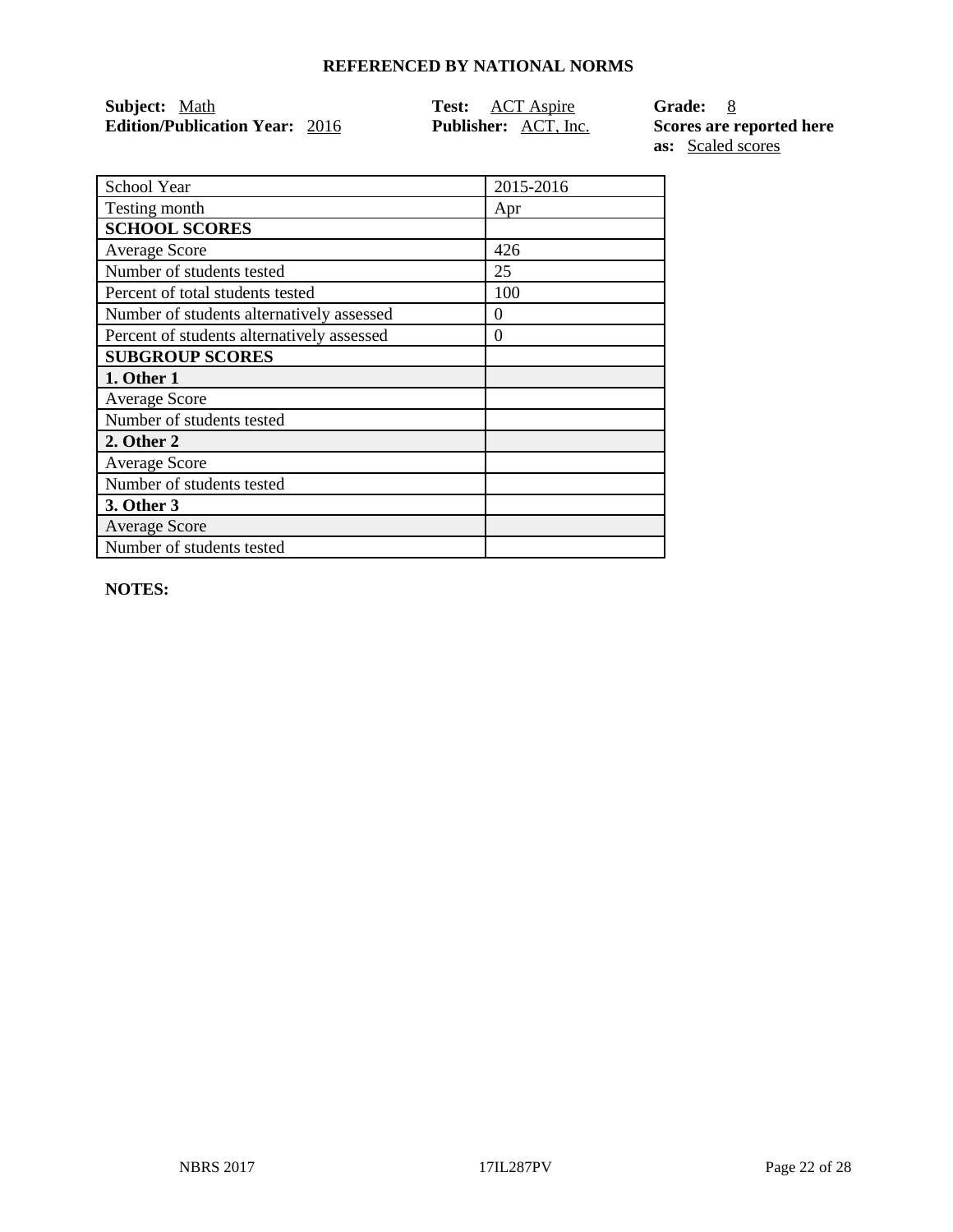### REFERENCED BY NATIONAL NORMS

**Subject:** Math
**Edition/Publication Year:** 2016

**Test:** ACT Aspire
**Publisher:** ACT, Inc.

**Grade:** 8
**Scores are reported here as:** Scaled scores

| School Year | 2015-2016 |
|---|---|
| Testing month | Apr |
| **SCHOOL SCORES** | |
| Average Score | 426 |
| Number of students tested | 25 |
| Percent of total students tested | 100 |
| Number of students alternatively assessed | 0 |
| Percent of students alternatively assessed | 0 |
| **SUBGROUP SCORES** | |
| **1. Other 1** | |
| Average Score | |
| Number of students tested | |
| **2. Other 2** | |
| Average Score | |
| Number of students tested | |
| **3. Other 3** | |
| Average Score | |
| Number of students tested | |

**NOTES:**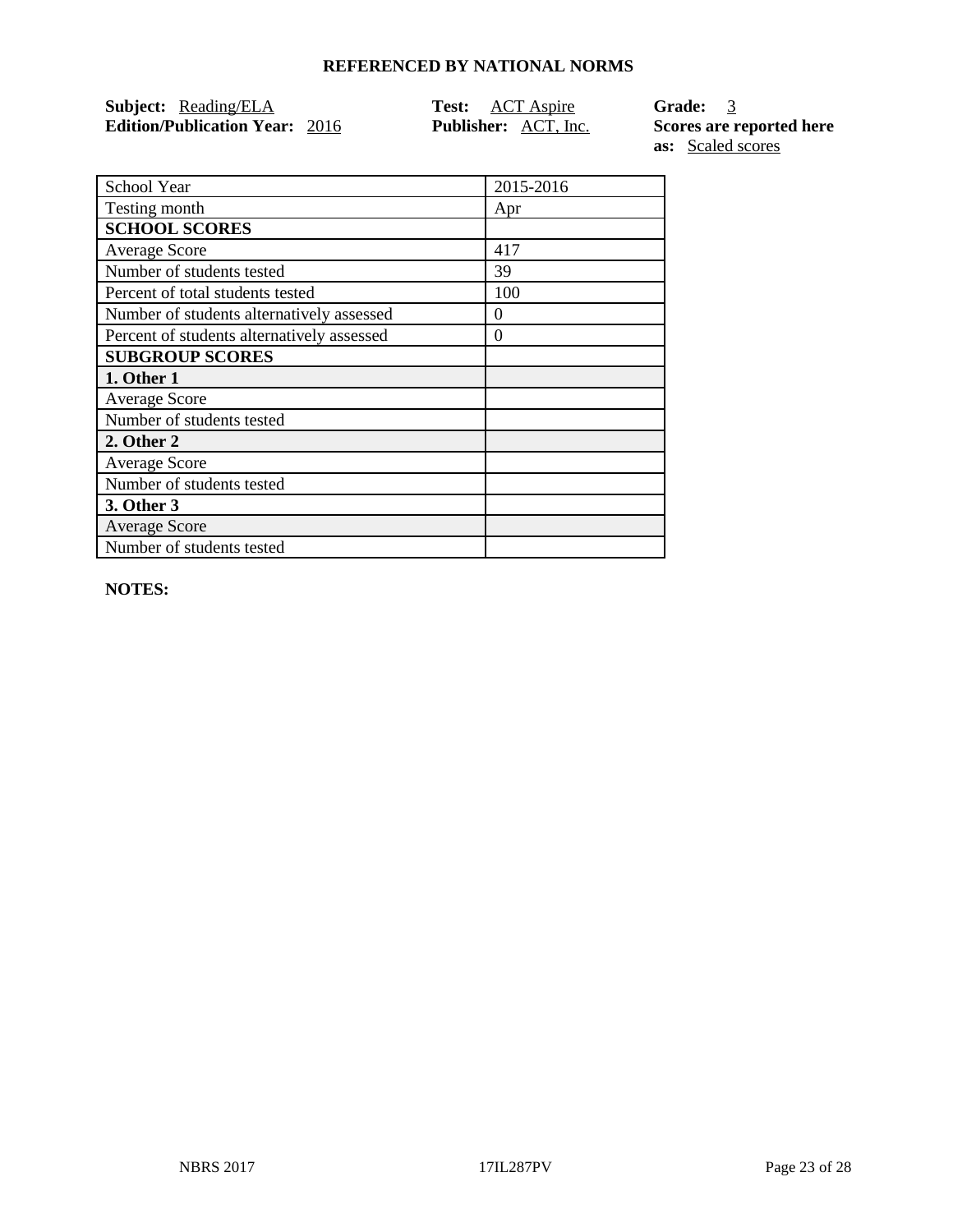**REFERENCED BY NATIONAL NORMS**

**Subject:** Reading/ELA
**Edition/Publication Year:** 2016
**Test:** ACT Aspire
**Publisher:** ACT, Inc.
**Grade:** 3
**Scores are reported here as:** Scaled scores

| School Year | 2015-2016 |
|---|---|
| Testing month | Apr |
| **SCHOOL SCORES** | |
| Average Score | 417 |
| Number of students tested | 39 |
| Percent of total students tested | 100 |
| Number of students alternatively assessed | 0 |
| Percent of students alternatively assessed | 0 |
| **SUBGROUP SCORES** | |
| **1. Other 1** | |
| Average Score | |
| Number of students tested | |
| **2. Other 2** | |
| Average Score | |
| Number of students tested | |
| **3. Other 3** | |
| Average Score | |
| Number of students tested | |

**NOTES:**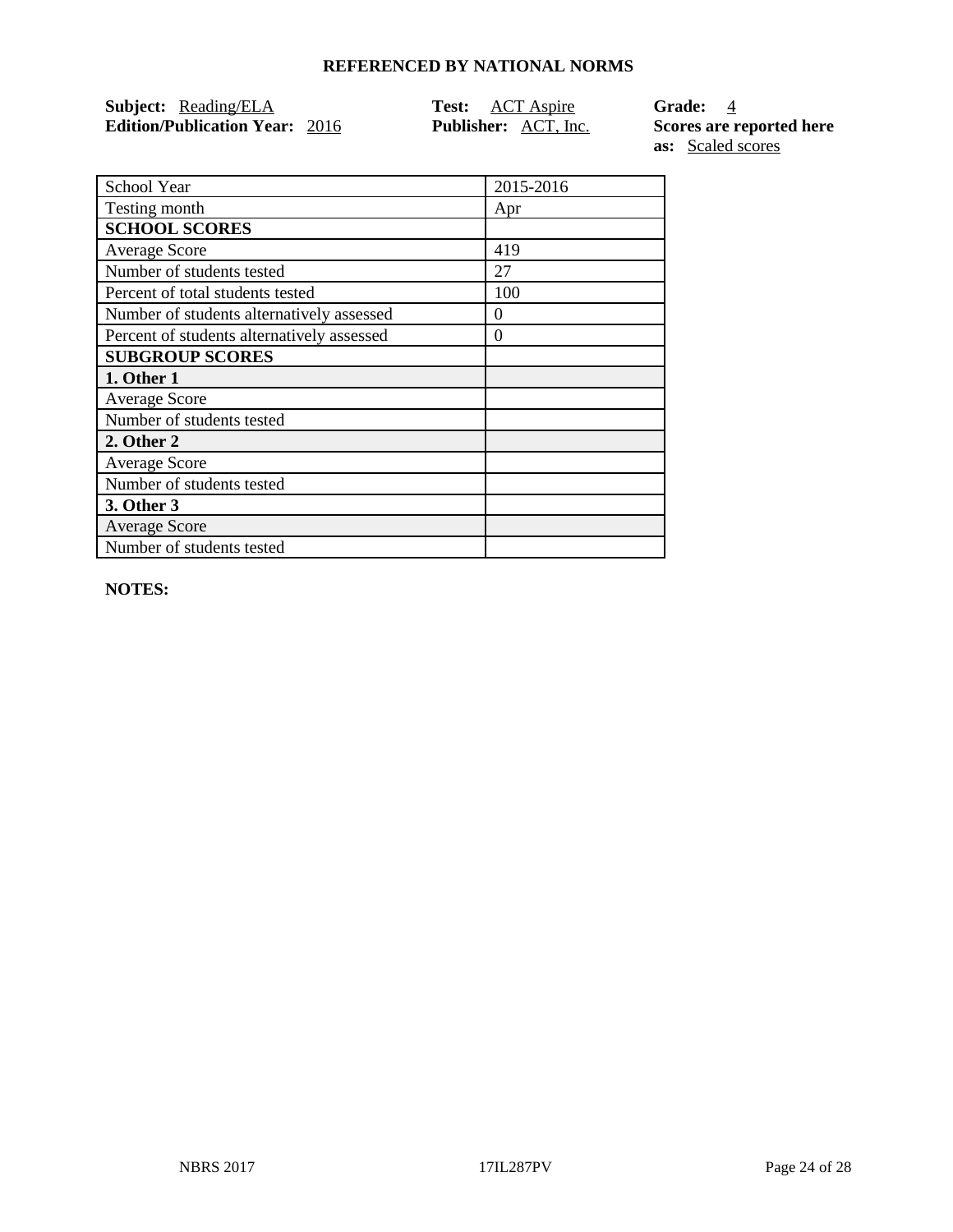## REFERENCED BY NATIONAL NORMS

**Subject:** Reading/ELA
**Edition/Publication Year:** 2016
**Test:** ACT Aspire
**Publisher:** ACT, Inc.
**Grade:** 4
**Scores are reported here as:** Scaled scores

| School Year | 2015-2016 |
|---|---|
| Testing month | Apr |
| **SCHOOL SCORES** | |
| Average Score | 419 |
| Number of students tested | 27 |
| Percent of total students tested | 100 |
| Number of students alternatively assessed | 0 |
| Percent of students alternatively assessed | 0 |
| **SUBGROUP SCORES** | |
| **1. Other 1** | |
| Average Score | |
| Number of students tested | |
| **2. Other 2** | |
| Average Score | |
| Number of students tested | |
| **3. Other 3** | |
| Average Score | |
| Number of students tested | |

**NOTES:**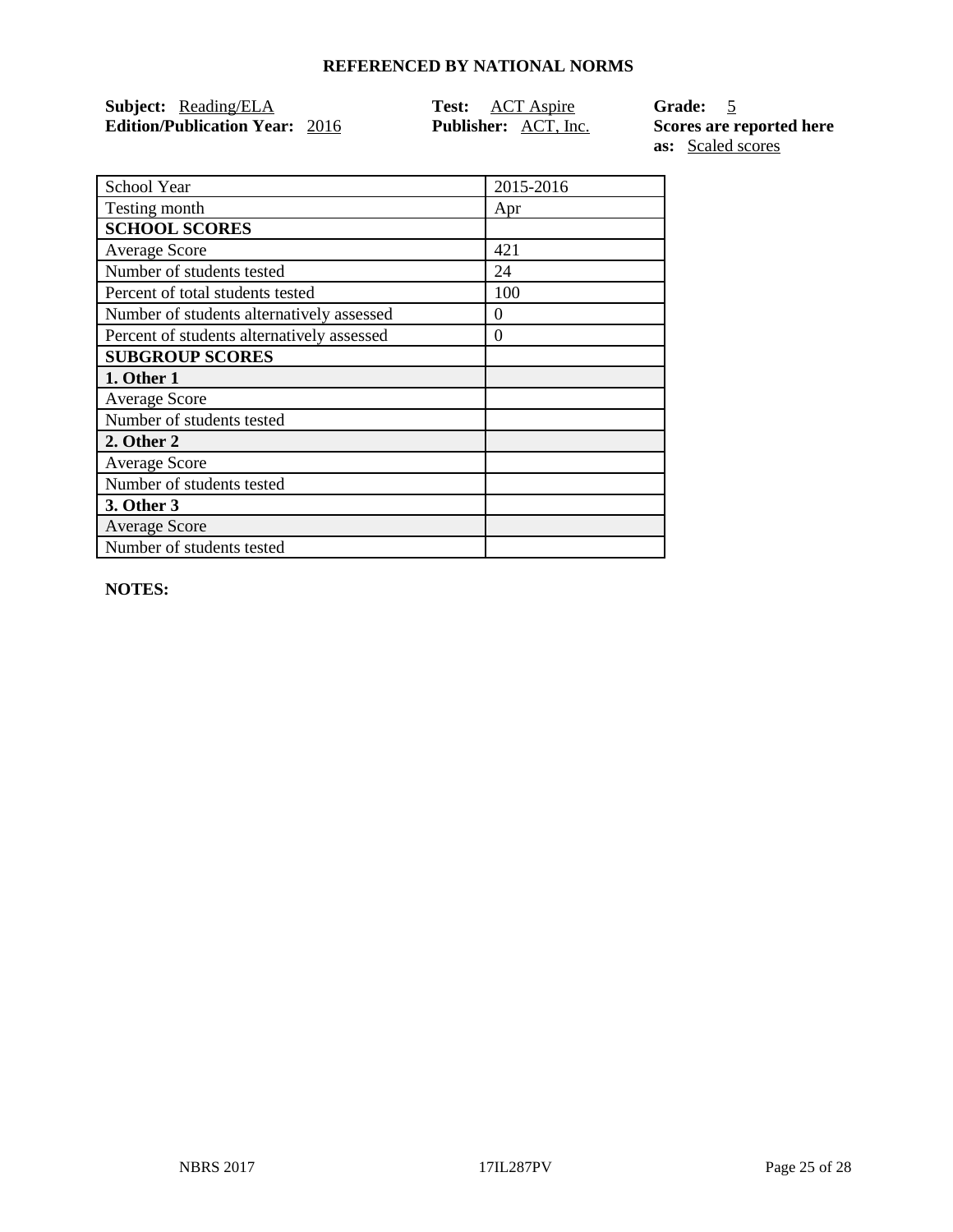## REFERENCED BY NATIONAL NORMS

**Subject:** Reading/ELA  
**Edition/Publication Year:** 2016  
**Test:** ACT Aspire  
**Publisher:** ACT, Inc.  
**Grade:** 5  
**Scores are reported here as:** Scaled scores

| School Year | 2015-2016 |
|---|---|
| Testing month | Apr |
| **SCHOOL SCORES** | |
| Average Score | 421 |
| Number of students tested | 24 |
| Percent of total students tested | 100 |
| Number of students alternatively assessed | 0 |
| Percent of students alternatively assessed | 0 |
| **SUBGROUP SCORES** | |
| **1. Other 1** | |
| Average Score | |
| Number of students tested | |
| **2. Other 2** | |
| Average Score | |
| Number of students tested | |
| **3. Other 3** | |
| Average Score | |
| Number of students tested | |

**NOTES:**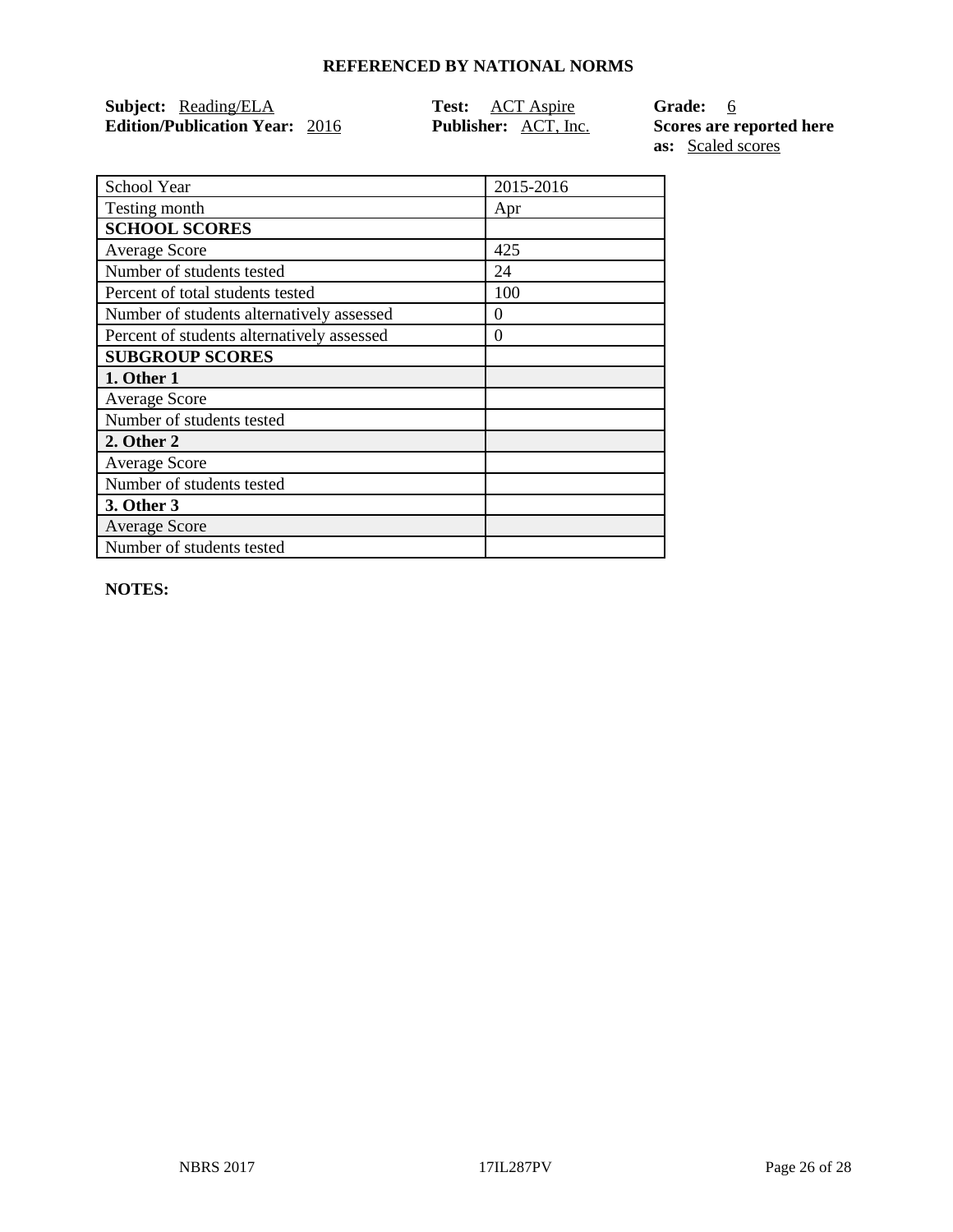## REFERENCED BY NATIONAL NORMS

**Subject:** Reading/ELA  
**Edition/Publication Year:** 2016

**Test:** ACT Aspire  
**Publisher:** ACT, Inc.

**Grade:** 6  
**Scores are reported here as:** Scaled scores

| School Year | 2015-2016 |
|---|---|
| Testing month | Apr |
| **SCHOOL SCORES** | |
| Average Score | 425 |
| Number of students tested | 24 |
| Percent of total students tested | 100 |
| Number of students alternatively assessed | 0 |
| Percent of students alternatively assessed | 0 |
| **SUBGROUP SCORES** | |
| **1. Other 1** | |
| Average Score | |
| Number of students tested | |
| **2. Other 2** | |
| Average Score | |
| Number of students tested | |
| **3. Other 3** | |
| Average Score | |
| Number of students tested | |

**NOTES:**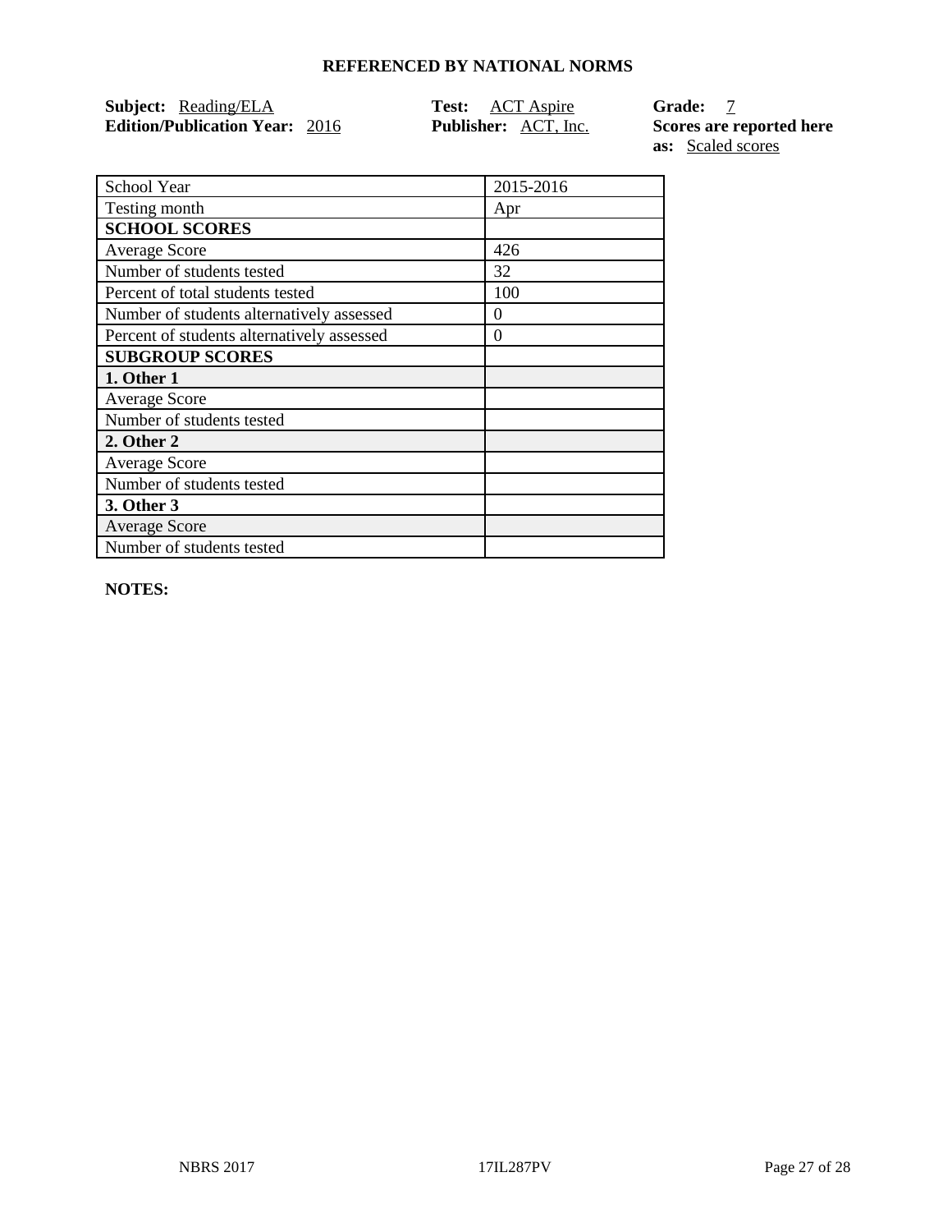## REFERENCED BY NATIONAL NORMS

**Subject:** Reading/ELA
**Edition/Publication Year:** 2016
**Test:** ACT Aspire
**Publisher:** ACT, Inc.
**Grade:** 7
**Scores are reported here as:** Scaled scores

| School Year | 2015-2016 |
| --- | --- |
| Testing month | Apr |
| **SCHOOL SCORES** | |
| Average Score | 426 |
| Number of students tested | 32 |
| Percent of total students tested | 100 |
| Number of students alternatively assessed | 0 |
| Percent of students alternatively assessed | 0 |
| **SUBGROUP SCORES** | |
| **1. Other 1** | |
| Average Score | |
| Number of students tested | |
| **2. Other 2** | |
| Average Score | |
| Number of students tested | |
| **3. Other 3** | |
| Average Score | |
| Number of students tested | |

**NOTES:**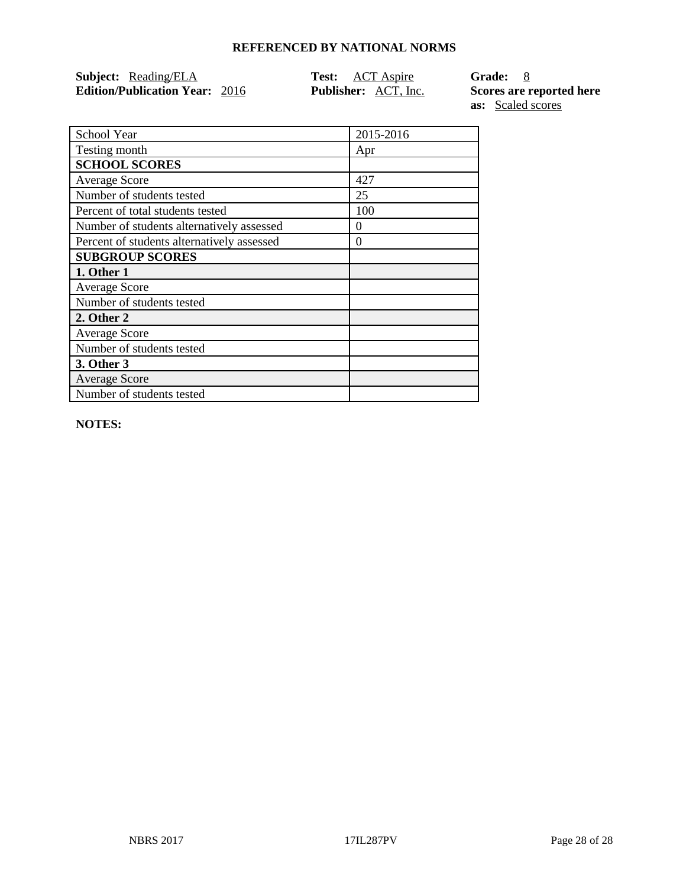**REFERENCED BY NATIONAL NORMS**

**Subject:** Reading/ELA **Test:** ACT Aspire **Grade:** 8
**Edition/Publication Year:** 2016 **Publisher:** ACT, Inc. **Scores are reported here as:** Scaled scores

| | |
|---|---|
| School Year | 2015-2016 |
| Testing month | Apr |
| **SCHOOL SCORES** | |
| Average Score | 427 |
| Number of students tested | 25 |
| Percent of total students tested | 100 |
| Number of students alternatively assessed | 0 |
| Percent of students alternatively assessed | 0 |
| **SUBGROUP SCORES** | |
| **1. Other 1** | |
| Average Score | |
| Number of students tested | |
| **2. Other 2** | |
| Average Score | |
| Number of students tested | |
| **3. Other 3** | |
| Average Score | |
| Number of students tested | |

**NOTES:**